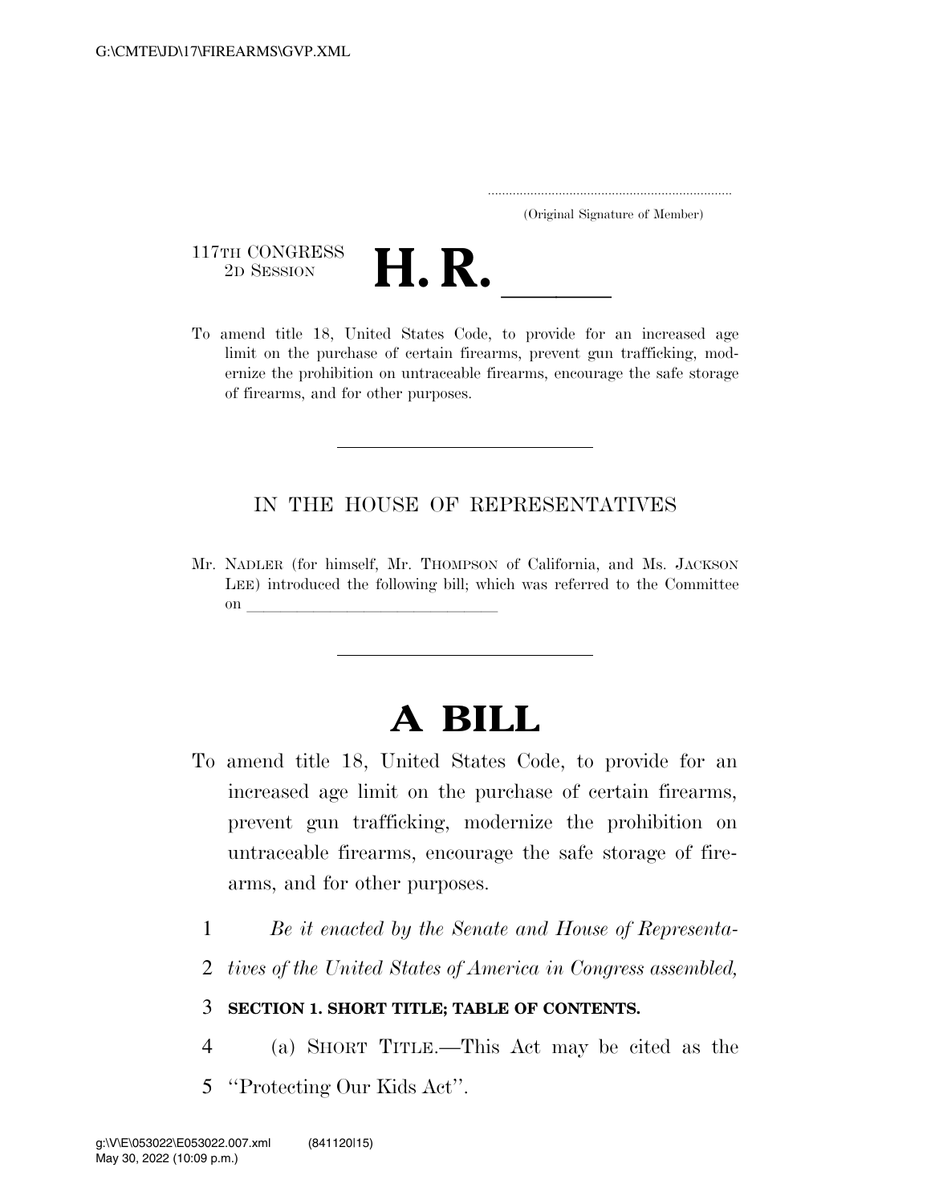(Original Signature of Member)

117TH CONGRESS
2D SESSION

# H. R. ____

To amend title 18, United States Code, to provide for an increased age limit on the purchase of certain firearms, prevent gun trafficking, modernize the prohibition on untraceable firearms, encourage the safe storage of firearms, and for other purposes.

---

IN THE HOUSE OF REPRESENTATIVES

Mr. NADLER (for himself, Mr. THOMPSON of California, and Ms. JACKSON LEE) introduced the following bill; which was referred to the Committee on ______________________________

---

# A BILL

To amend title 18, United States Code, to provide for an increased age limit on the purchase of certain firearms, prevent gun trafficking, modernize the prohibition on untraceable firearms, encourage the safe storage of firearms, and for other purposes.

1 *Be it enacted by the Senate and House of Representa-*
2 *tives of the United States of America in Congress assembled,*

3 **SECTION 1. SHORT TITLE; TABLE OF CONTENTS.**

4 (a) SHORT TITLE.—This Act may be cited as the
5 "Protecting Our Kids Act".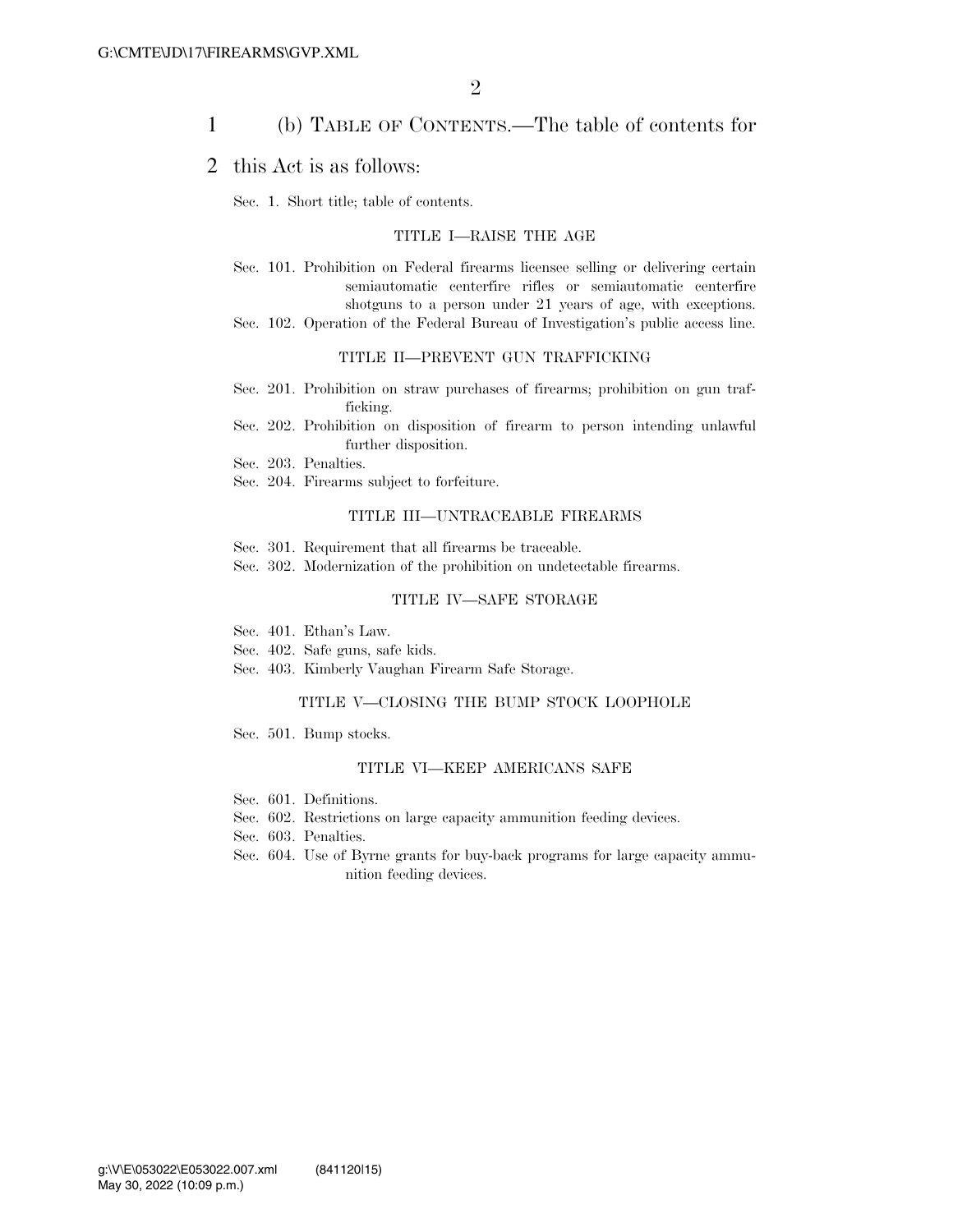(b) TABLE OF CONTENTS.—The table of contents for this Act is as follows:

Sec. 1. Short title; table of contents.

TITLE I—RAISE THE AGE

Sec. 101. Prohibition on Federal firearms licensee selling or delivering certain semiautomatic centerfire rifles or semiautomatic centerfire shotguns to a person under 21 years of age, with exceptions.
Sec. 102. Operation of the Federal Bureau of Investigation's public access line.

TITLE II—PREVENT GUN TRAFFICKING

Sec. 201. Prohibition on straw purchases of firearms; prohibition on gun trafficking.
Sec. 202. Prohibition on disposition of firearm to person intending unlawful further disposition.
Sec. 203. Penalties.
Sec. 204. Firearms subject to forfeiture.

TITLE III—UNTRACEABLE FIREARMS

Sec. 301. Requirement that all firearms be traceable.
Sec. 302. Modernization of the prohibition on undetectable firearms.

TITLE IV—SAFE STORAGE

Sec. 401. Ethan's Law.
Sec. 402. Safe guns, safe kids.
Sec. 403. Kimberly Vaughan Firearm Safe Storage.

TITLE V—CLOSING THE BUMP STOCK LOOPHOLE

Sec. 501. Bump stocks.

TITLE VI—KEEP AMERICANS SAFE

Sec. 601. Definitions.
Sec. 602. Restrictions on large capacity ammunition feeding devices.
Sec. 603. Penalties.
Sec. 604. Use of Byrne grants for buy-back programs for large capacity ammunition feeding devices.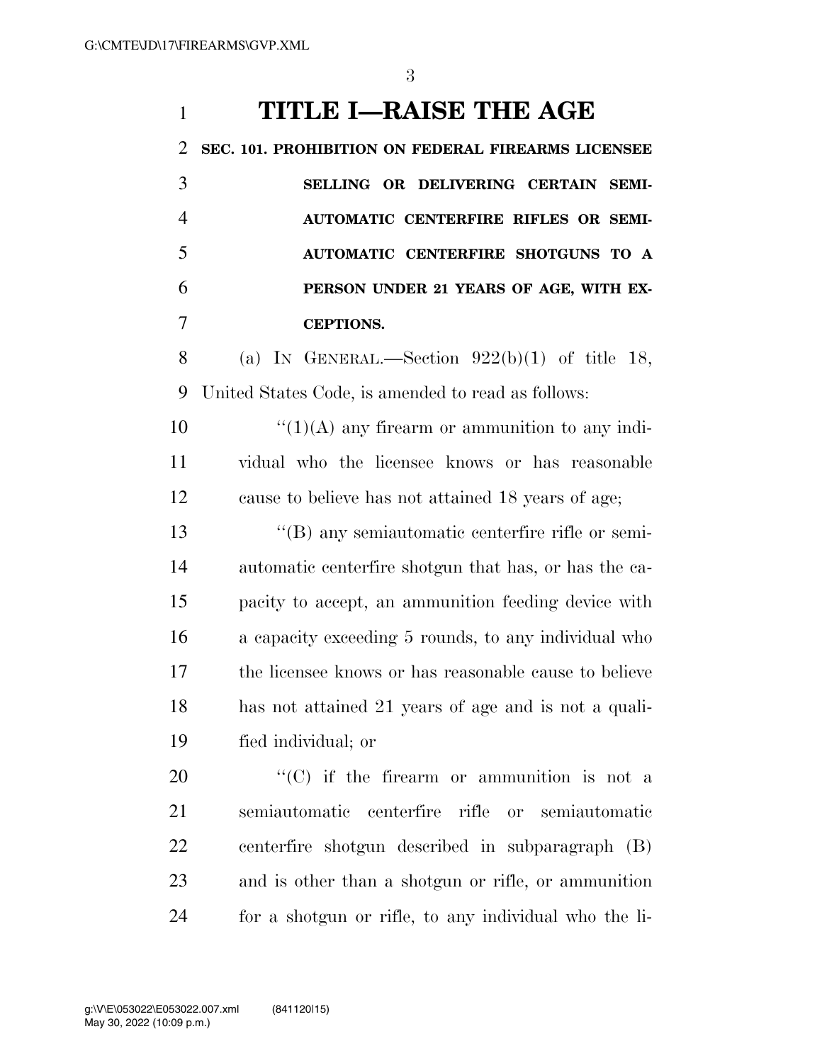# TITLE I—RAISE THE AGE

**SEC. 101. PROHIBITION ON FEDERAL FIREARMS LICENSEE SELLING OR DELIVERING CERTAIN SEMI-AUTOMATIC CENTERFIRE RIFLES OR SEMI-AUTOMATIC CENTERFIRE SHOTGUNS TO A PERSON UNDER 21 YEARS OF AGE, WITH EXCEPTIONS.**

(a) IN GENERAL.—Section 922(b)(1) of title 18, United States Code, is amended to read as follows:

"(1)(A) any firearm or ammunition to any individual who the licensee knows or has reasonable cause to believe has not attained 18 years of age;

"(B) any semiautomatic centerfire rifle or semiautomatic centerfire shotgun that has, or has the capacity to accept, an ammunition feeding device with a capacity exceeding 5 rounds, to any individual who the licensee knows or has reasonable cause to believe has not attained 21 years of age and is not a qualified individual; or

"(C) if the firearm or ammunition is not a semiautomatic centerfire rifle or semiautomatic centerfire shotgun described in subparagraph (B) and is other than a shotgun or rifle, or ammunition for a shotgun or rifle, to any individual who the li-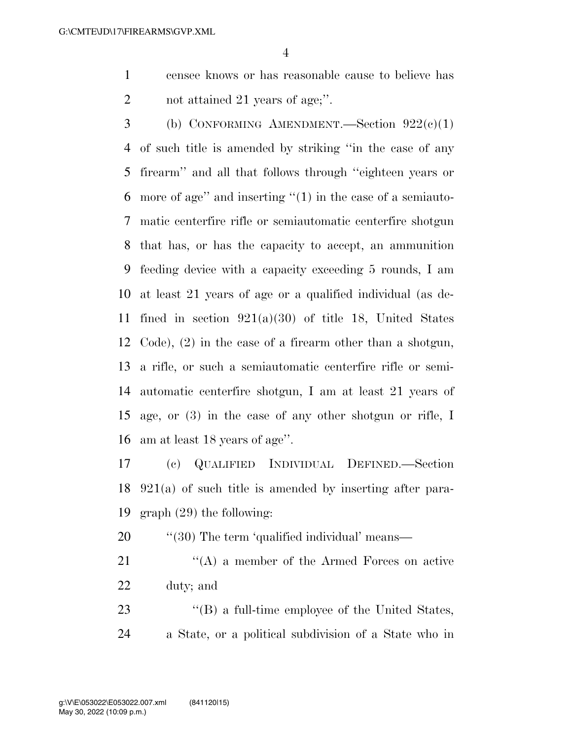censee knows or has reasonable cause to believe has not attained 21 years of age;''.

(b) CONFORMING AMENDMENT.—Section 922(c)(1) of such title is amended by striking ''in the case of any firearm'' and all that follows through ''eighteen years or more of age'' and inserting ''(1) in the case of a semiautomatic centerfire rifle or semiautomatic centerfire shotgun that has, or has the capacity to accept, an ammunition feeding device with a capacity exceeding 5 rounds, I am at least 21 years of age or a qualified individual (as defined in section 921(a)(30) of title 18, United States Code), (2) in the case of a firearm other than a shotgun, a rifle, or such a semiautomatic centerfire rifle or semiautomatic centerfire shotgun, I am at least 21 years of age, or (3) in the case of any other shotgun or rifle, I am at least 18 years of age''.

(c) QUALIFIED INDIVIDUAL DEFINED.—Section 921(a) of such title is amended by inserting after paragraph (29) the following:

''(30) The term 'qualified individual' means—

''(A) a member of the Armed Forces on active duty; and

''(B) a full-time employee of the United States, a State, or a political subdivision of a State who in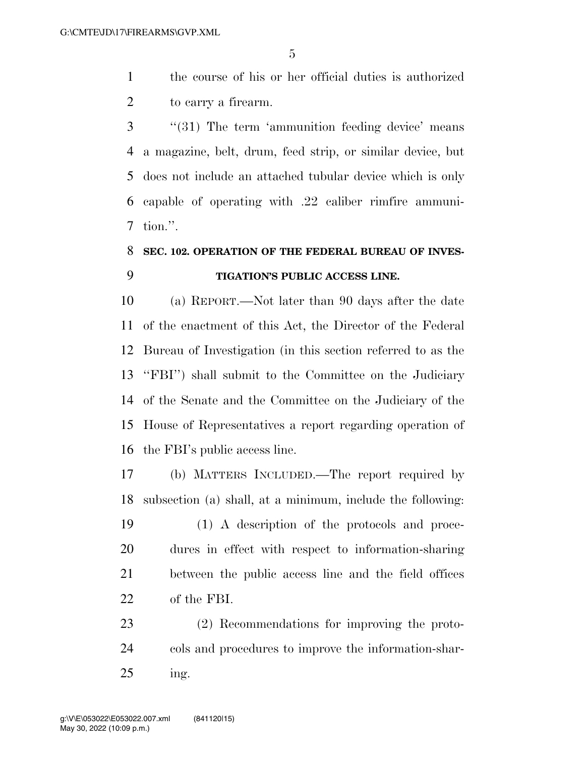the course of his or her official duties is authorized to carry a firearm.

''(31) The term 'ammunition feeding device' means a magazine, belt, drum, feed strip, or similar device, but does not include an attached tubular device which is only capable of operating with .22 caliber rimfire ammunition.''.

### SEC. 102. OPERATION OF THE FEDERAL BUREAU OF INVESTIGATION'S PUBLIC ACCESS LINE.

(a) REPORT.—Not later than 90 days after the date of the enactment of this Act, the Director of the Federal Bureau of Investigation (in this section referred to as the ''FBI'') shall submit to the Committee on the Judiciary of the Senate and the Committee on the Judiciary of the House of Representatives a report regarding operation of the FBI's public access line.

(b) MATTERS INCLUDED.—The report required by subsection (a) shall, at a minimum, include the following:

(1) A description of the protocols and procedures in effect with respect to information-sharing between the public access line and the field offices of the FBI.

(2) Recommendations for improving the protocols and procedures to improve the information-sharing.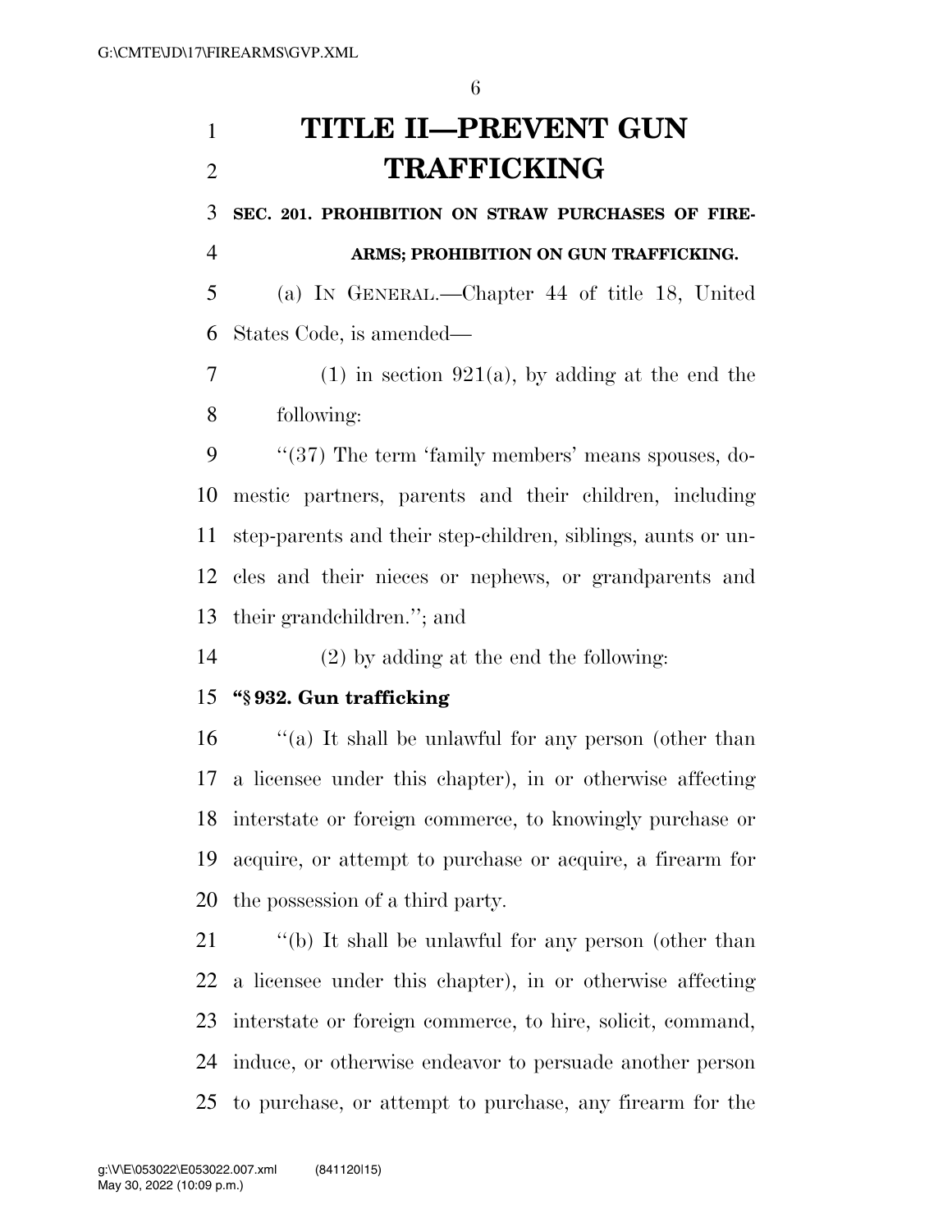# TITLE II—PREVENT GUN TRAFFICKING

**SEC. 201. PROHIBITION ON STRAW PURCHASES OF FIREARMS; PROHIBITION ON GUN TRAFFICKING.**

(a) IN GENERAL.—Chapter 44 of title 18, United States Code, is amended—

(1) in section 921(a), by adding at the end the following:

''(37) The term 'family members' means spouses, domestic partners, parents and their children, including step-parents and their step-children, siblings, aunts or uncles and their nieces or nephews, or grandparents and their grandchildren.''; and

(2) by adding at the end the following:

**''§ 932. Gun trafficking**

''(a) It shall be unlawful for any person (other than a licensee under this chapter), in or otherwise affecting interstate or foreign commerce, to knowingly purchase or acquire, or attempt to purchase or acquire, a firearm for the possession of a third party.

''(b) It shall be unlawful for any person (other than a licensee under this chapter), in or otherwise affecting interstate or foreign commerce, to hire, solicit, command, induce, or otherwise endeavor to persuade another person to purchase, or attempt to purchase, any firearm for the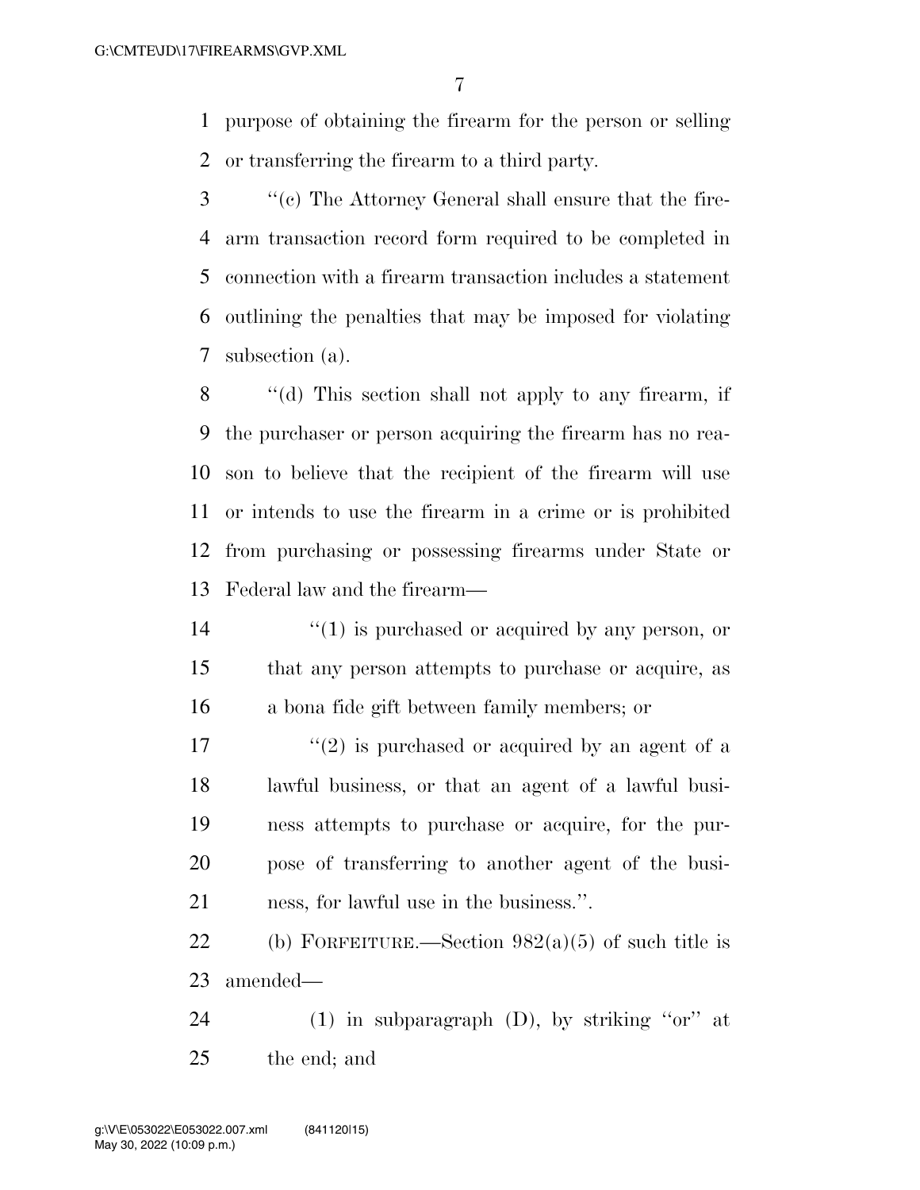purpose of obtaining the firearm for the person or selling or transferring the firearm to a third party.

''(c) The Attorney General shall ensure that the firearm transaction record form required to be completed in connection with a firearm transaction includes a statement outlining the penalties that may be imposed for violating subsection (a).

''(d) This section shall not apply to any firearm, if the purchaser or person acquiring the firearm has no reason to believe that the recipient of the firearm will use or intends to use the firearm in a crime or is prohibited from purchasing or possessing firearms under State or Federal law and the firearm—

> ''(1) is purchased or acquired by any person, or that any person attempts to purchase or acquire, as a bona fide gift between family members; or
>
> ''(2) is purchased or acquired by an agent of a lawful business, or that an agent of a lawful business attempts to purchase or acquire, for the purpose of transferring to another agent of the business, for lawful use in the business.''.

(b) FORFEITURE.—Section 982(a)(5) of such title is amended—

> (1) in subparagraph (D), by striking ''or'' at the end; and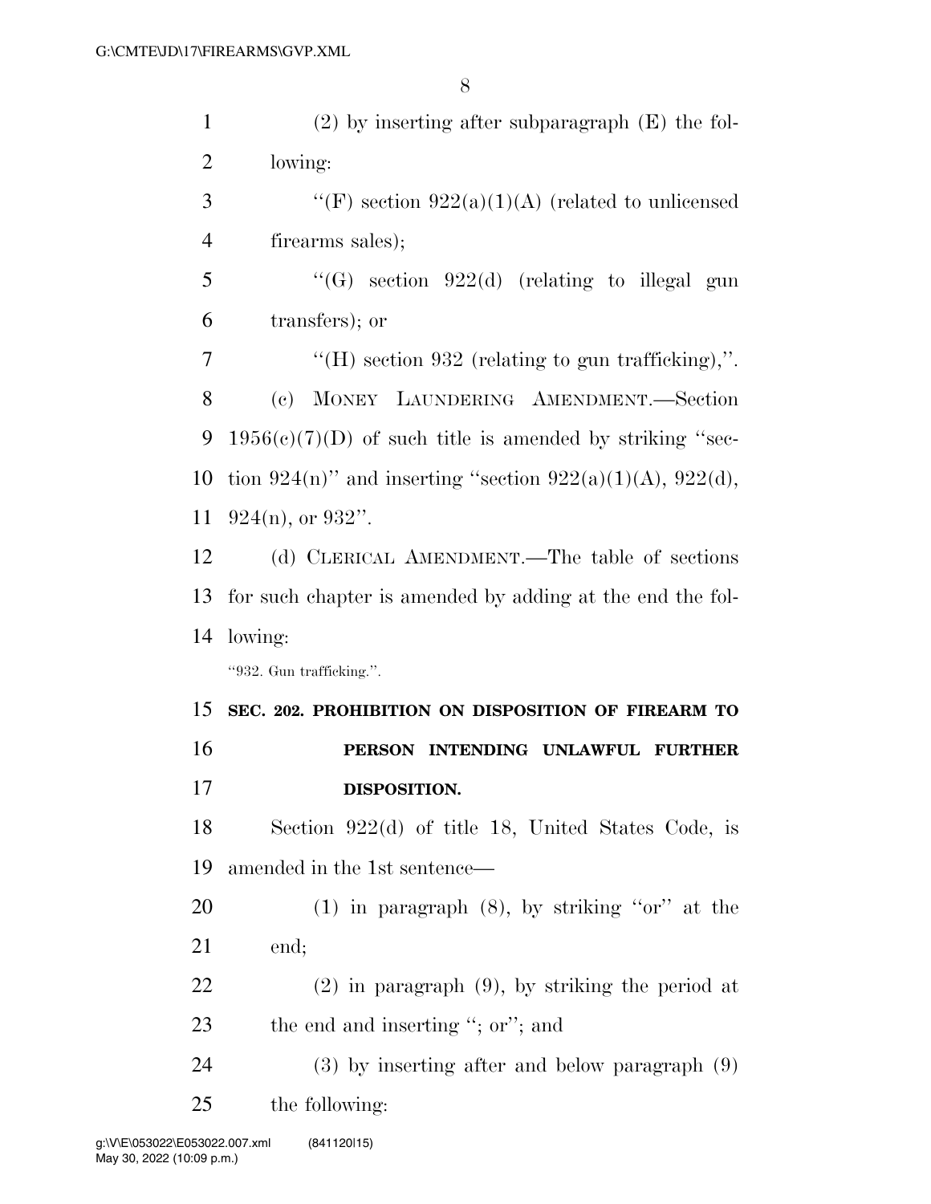(2) by inserting after subparagraph (E) the following:

"(F) section 922(a)(1)(A) (related to unlicensed firearms sales);

"(G) section 922(d) (relating to illegal gun transfers); or

"(H) section 932 (relating to gun trafficking),".

(c) MONEY LAUNDERING AMENDMENT.—Section 1956(c)(7)(D) of such title is amended by striking "section 924(n)" and inserting "section 922(a)(1)(A), 922(d), 924(n), or 932".

(d) CLERICAL AMENDMENT.—The table of sections for such chapter is amended by adding at the end the following:

"932. Gun trafficking.".

**SEC. 202. PROHIBITION ON DISPOSITION OF FIREARM TO PERSON INTENDING UNLAWFUL FURTHER DISPOSITION.**

Section 922(d) of title 18, United States Code, is amended in the 1st sentence—

(1) in paragraph (8), by striking "or" at the end;

(2) in paragraph (9), by striking the period at the end and inserting "; or"; and

(3) by inserting after and below paragraph (9) the following: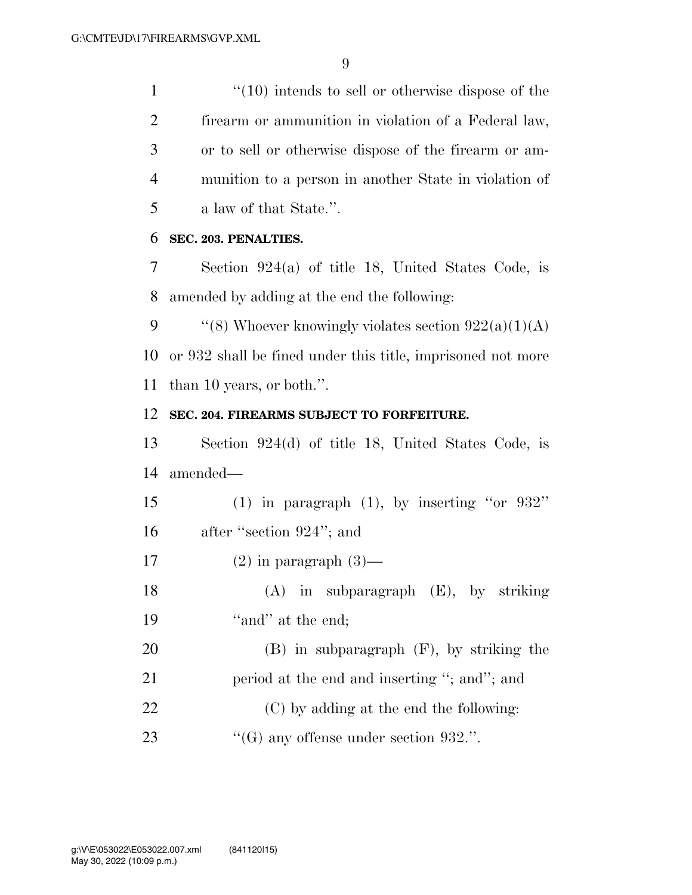"(10) intends to sell or otherwise dispose of the firearm or ammunition in violation of a Federal law, or to sell or otherwise dispose of the firearm or ammunition to a person in another State in violation of a law of that State.".

**SEC. 203. PENALTIES.**

Section 924(a) of title 18, United States Code, is amended by adding at the end the following:

"(8) Whoever knowingly violates section 922(a)(1)(A) or 932 shall be fined under this title, imprisoned not more than 10 years, or both.".

**SEC. 204. FIREARMS SUBJECT TO FORFEITURE.**

Section 924(d) of title 18, United States Code, is amended—

(1) in paragraph (1), by inserting "or 932" after "section 924"; and

(2) in paragraph (3)—

(A) in subparagraph (E), by striking "and" at the end;

(B) in subparagraph (F), by striking the period at the end and inserting "; and"; and

(C) by adding at the end the following:

"(G) any offense under section 932.".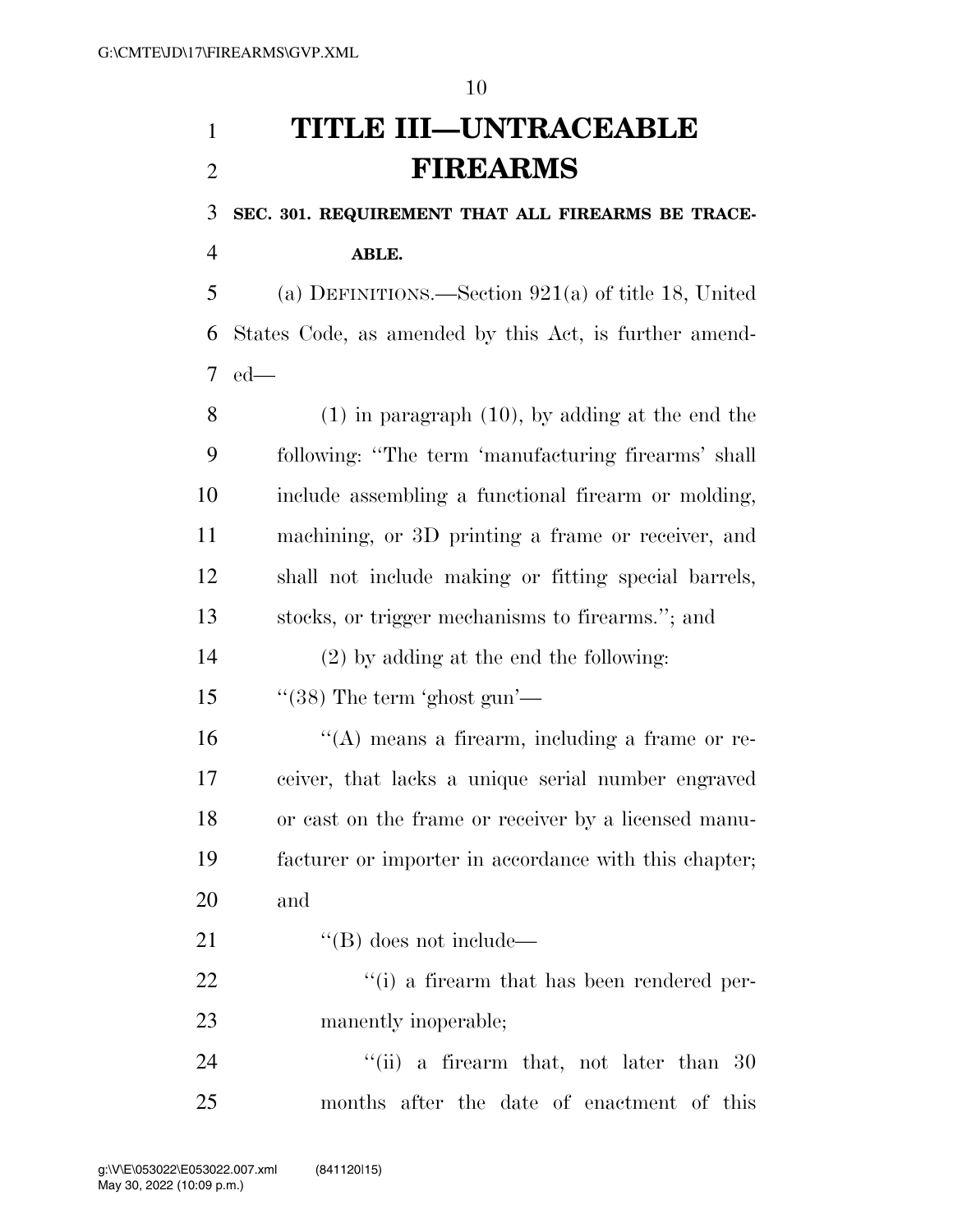# TITLE III—UNTRACEABLE FIREARMS

**SEC. 301. REQUIREMENT THAT ALL FIREARMS BE TRACEABLE.**

(a) DEFINITIONS.—Section 921(a) of title 18, United States Code, as amended by this Act, is further amended—

(1) in paragraph (10), by adding at the end the following: "The term 'manufacturing firearms' shall include assembling a functional firearm or molding, machining, or 3D printing a frame or receiver, and shall not include making or fitting special barrels, stocks, or trigger mechanisms to firearms."; and

(2) by adding at the end the following:

"(38) The term 'ghost gun'—

"(A) means a firearm, including a frame or receiver, that lacks a unique serial number engraved or cast on the frame or receiver by a licensed manufacturer or importer in accordance with this chapter; and

"(B) does not include—

"(i) a firearm that has been rendered permanently inoperable;

"(ii) a firearm that, not later than 30 months after the date of enactment of this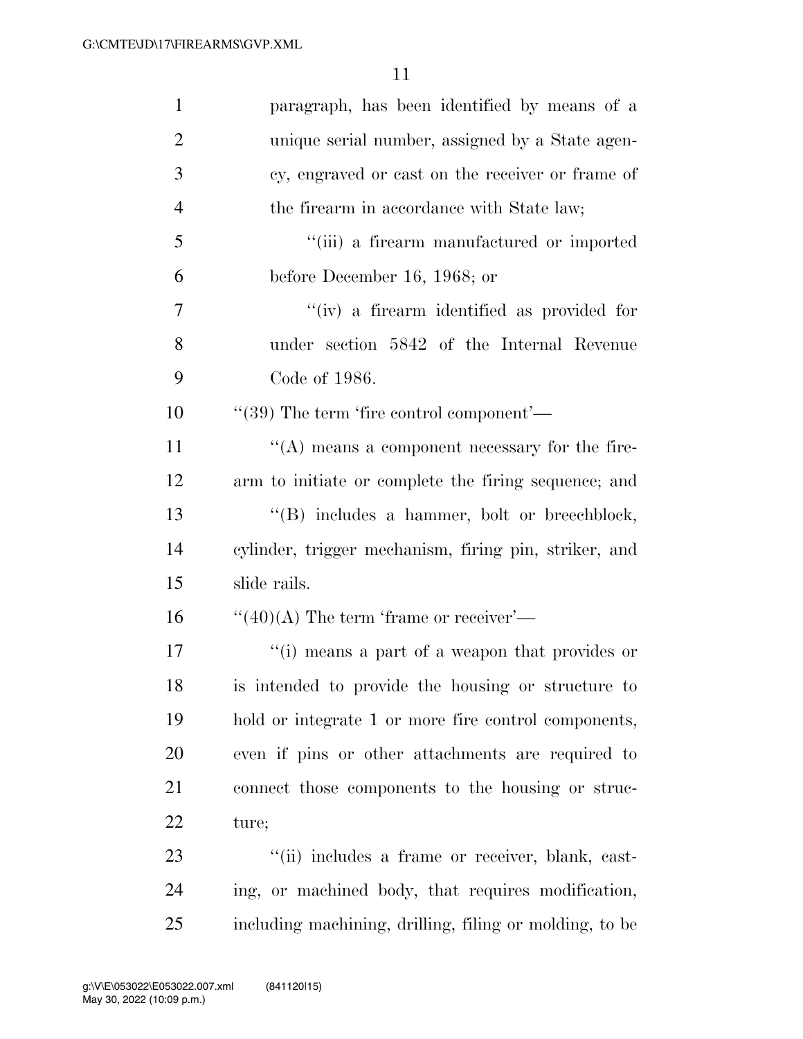paragraph, has been identified by means of a unique serial number, assigned by a State agency, engraved or cast on the receiver or frame of the firearm in accordance with State law;

"(iii) a firearm manufactured or imported before December 16, 1968; or

"(iv) a firearm identified as provided for under section 5842 of the Internal Revenue Code of 1986.

"(39) The term 'fire control component'—

"(A) means a component necessary for the firearm to initiate or complete the firing sequence; and

"(B) includes a hammer, bolt or breechblock, cylinder, trigger mechanism, firing pin, striker, and slide rails.

"(40)(A) The term 'frame or receiver'—

"(i) means a part of a weapon that provides or is intended to provide the housing or structure to hold or integrate 1 or more fire control components, even if pins or other attachments are required to connect those components to the housing or structure;

"(ii) includes a frame or receiver, blank, casting, or machined body, that requires modification, including machining, drilling, filing or molding, to be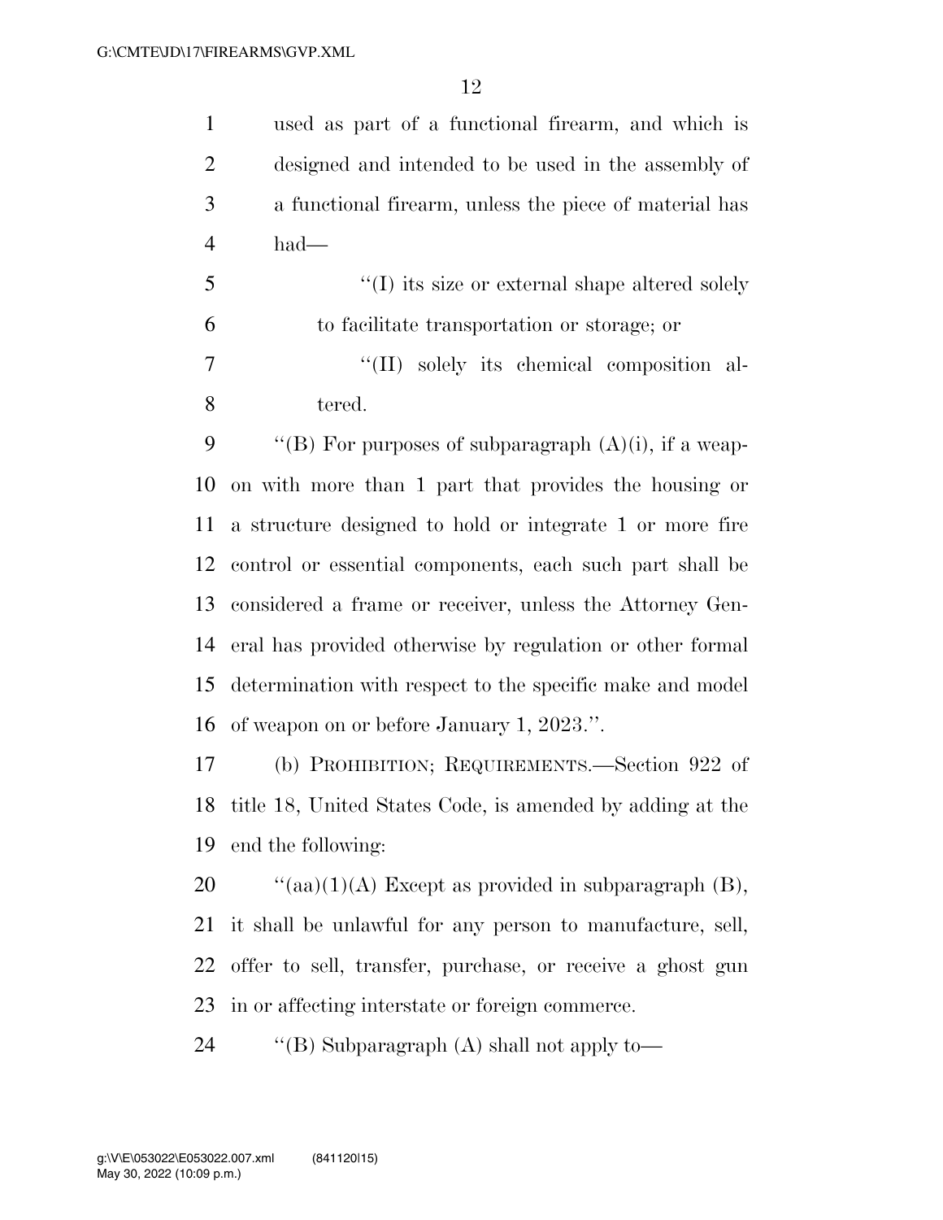used as part of a functional firearm, and which is designed and intended to be used in the assembly of a functional firearm, unless the piece of material has had—

''(I) its size or external shape altered solely to facilitate transportation or storage; or

''(II) solely its chemical composition altered.

''(B) For purposes of subparagraph (A)(i), if a weapon with more than 1 part that provides the housing or a structure designed to hold or integrate 1 or more fire control or essential components, each such part shall be considered a frame or receiver, unless the Attorney General has provided otherwise by regulation or other formal determination with respect to the specific make and model of weapon on or before January 1, 2023.''.

(b) PROHIBITION; REQUIREMENTS.—Section 922 of title 18, United States Code, is amended by adding at the end the following:

''(aa)(1)(A) Except as provided in subparagraph (B), it shall be unlawful for any person to manufacture, sell, offer to sell, transfer, purchase, or receive a ghost gun in or affecting interstate or foreign commerce.

''(B) Subparagraph (A) shall not apply to—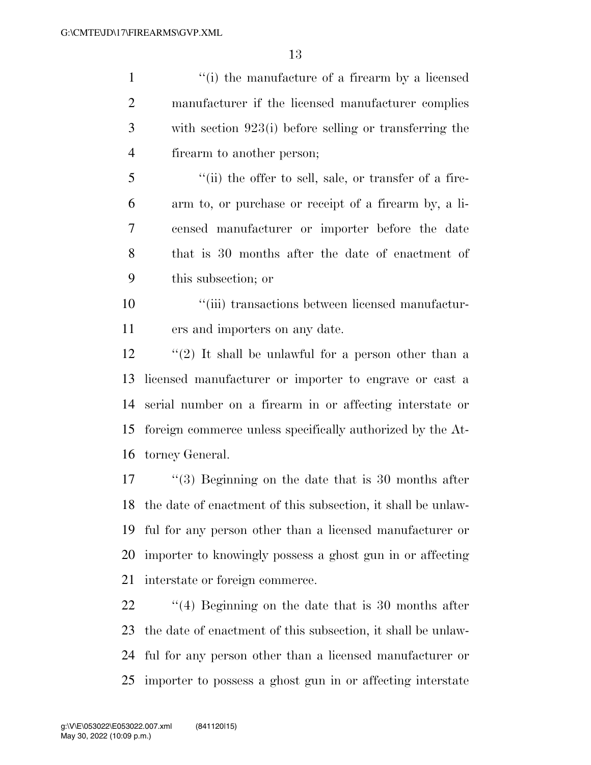''(i) the manufacture of a firearm by a licensed manufacturer if the licensed manufacturer complies with section 923(i) before selling or transferring the firearm to another person;

''(ii) the offer to sell, sale, or transfer of a firearm to, or purchase or receipt of a firearm by, a licensed manufacturer or importer before the date that is 30 months after the date of enactment of this subsection; or

''(iii) transactions between licensed manufacturers and importers on any date.

''(2) It shall be unlawful for a person other than a licensed manufacturer or importer to engrave or cast a serial number on a firearm in or affecting interstate or foreign commerce unless specifically authorized by the Attorney General.

''(3) Beginning on the date that is 30 months after the date of enactment of this subsection, it shall be unlawful for any person other than a licensed manufacturer or importer to knowingly possess a ghost gun in or affecting interstate or foreign commerce.

''(4) Beginning on the date that is 30 months after the date of enactment of this subsection, it shall be unlawful for any person other than a licensed manufacturer or importer to possess a ghost gun in or affecting interstate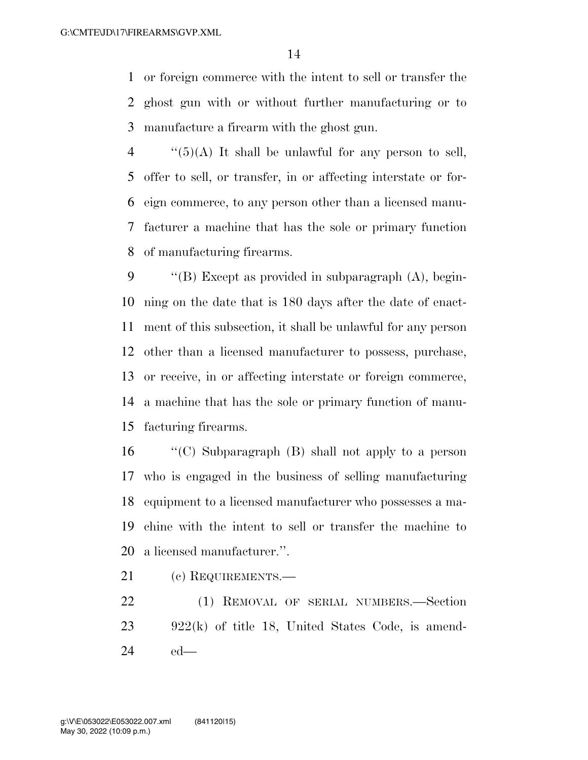or foreign commerce with the intent to sell or transfer the ghost gun with or without further manufacturing or to manufacture a firearm with the ghost gun.

"(5)(A) It shall be unlawful for any person to sell, offer to sell, or transfer, in or affecting interstate or foreign commerce, to any person other than a licensed manufacturer a machine that has the sole or primary function of manufacturing firearms.

"(B) Except as provided in subparagraph (A), beginning on the date that is 180 days after the date of enactment of this subsection, it shall be unlawful for any person other than a licensed manufacturer to possess, purchase, or receive, in or affecting interstate or foreign commerce, a machine that has the sole or primary function of manufacturing firearms.

"(C) Subparagraph (B) shall not apply to a person who is engaged in the business of selling manufacturing equipment to a licensed manufacturer who possesses a machine with the intent to sell or transfer the machine to a licensed manufacturer.".

(c) REQUIREMENTS.—

(1) REMOVAL OF SERIAL NUMBERS.—Section 922(k) of title 18, United States Code, is amended—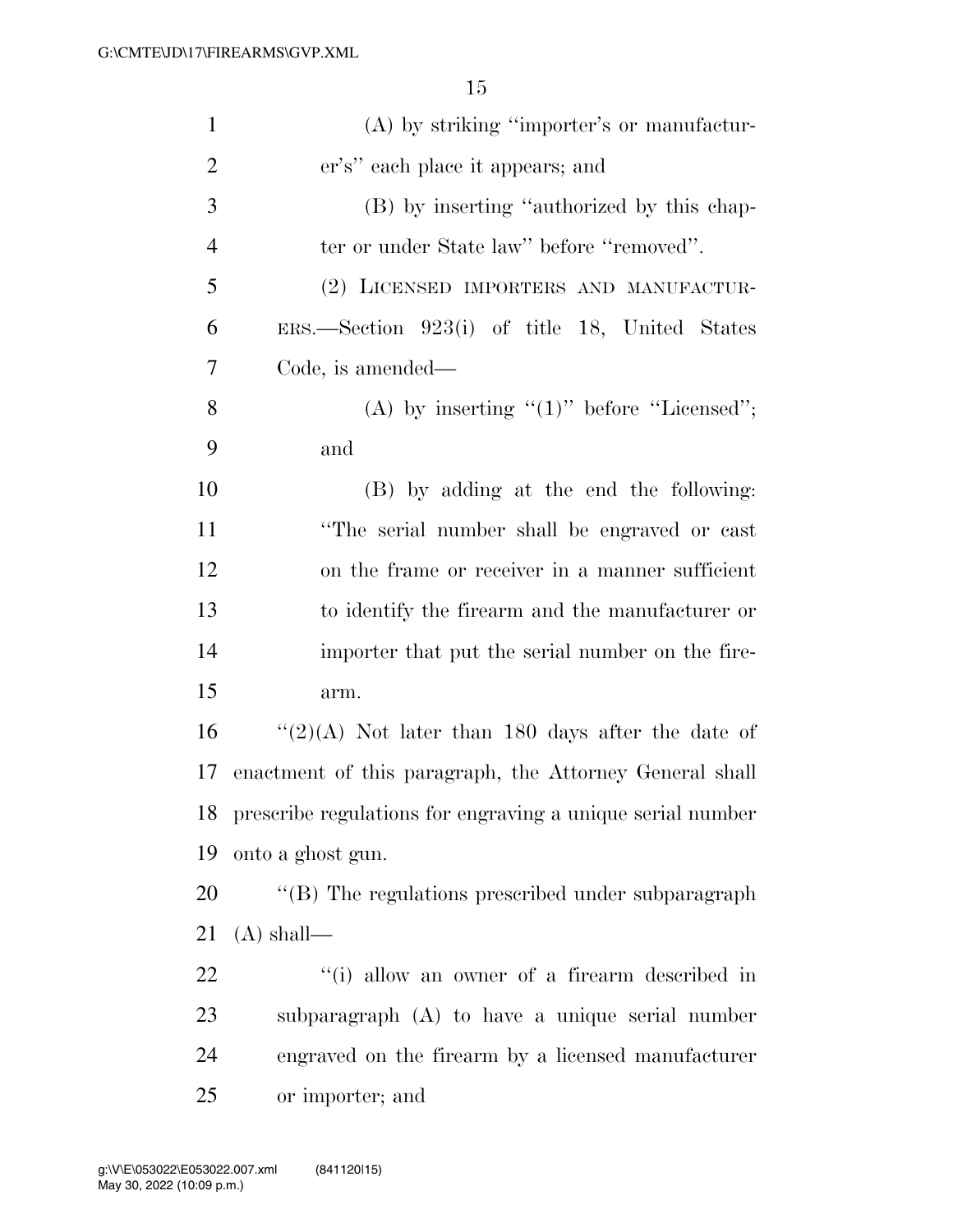(A) by striking ''importer's or manufacturer's'' each place it appears; and

(B) by inserting ''authorized by this chapter or under State law'' before ''removed''.

(2) LICENSED IMPORTERS AND MANUFACTURERS.—Section 923(i) of title 18, United States Code, is amended—

(A) by inserting ''(1)'' before ''Licensed''; and

(B) by adding at the end the following: ''The serial number shall be engraved or cast on the frame or receiver in a manner sufficient to identify the firearm and the manufacturer or importer that put the serial number on the firearm.

''(2)(A) Not later than 180 days after the date of enactment of this paragraph, the Attorney General shall prescribe regulations for engraving a unique serial number onto a ghost gun.

''(B) The regulations prescribed under subparagraph (A) shall—

''(i) allow an owner of a firearm described in subparagraph (A) to have a unique serial number engraved on the firearm by a licensed manufacturer or importer; and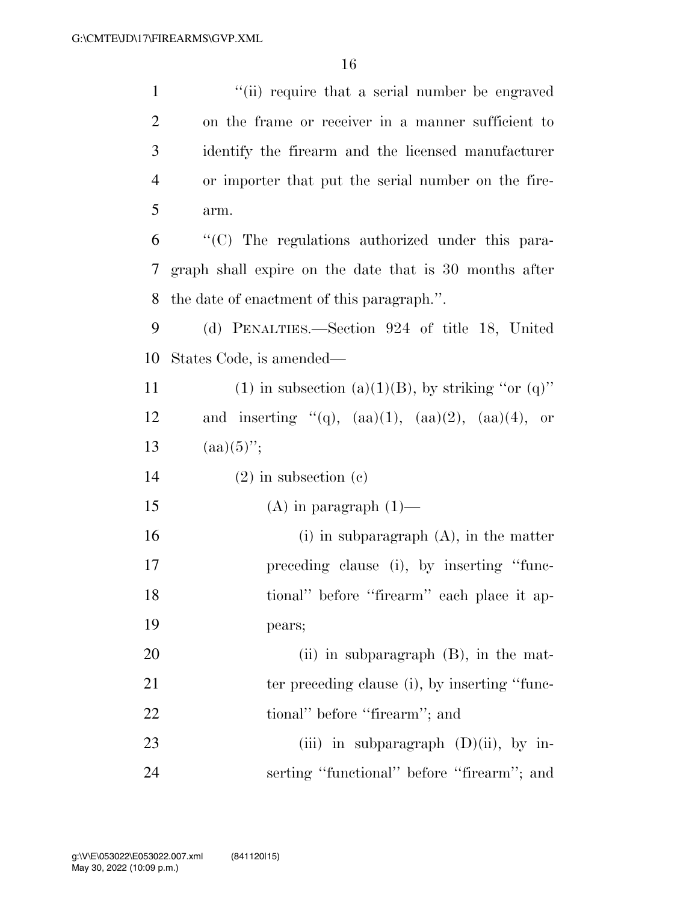''(ii) require that a serial number be engraved on the frame or receiver in a manner sufficient to identify the firearm and the licensed manufacturer or importer that put the serial number on the firearm.

''(C) The regulations authorized under this paragraph shall expire on the date that is 30 months after the date of enactment of this paragraph.''.

(d) PENALTIES.—Section 924 of title 18, United States Code, is amended—

(1) in subsection (a)(1)(B), by striking ''or (q)'' and inserting ''(q), (aa)(1), (aa)(2), (aa)(4), or (aa)(5)'';

(2) in subsection (c)

(A) in paragraph (1)—

(i) in subparagraph (A), in the matter preceding clause (i), by inserting ''functional'' before ''firearm'' each place it appears;

(ii) in subparagraph (B), in the matter preceding clause (i), by inserting ''functional'' before ''firearm''; and

(iii) in subparagraph (D)(ii), by inserting ''functional'' before ''firearm''; and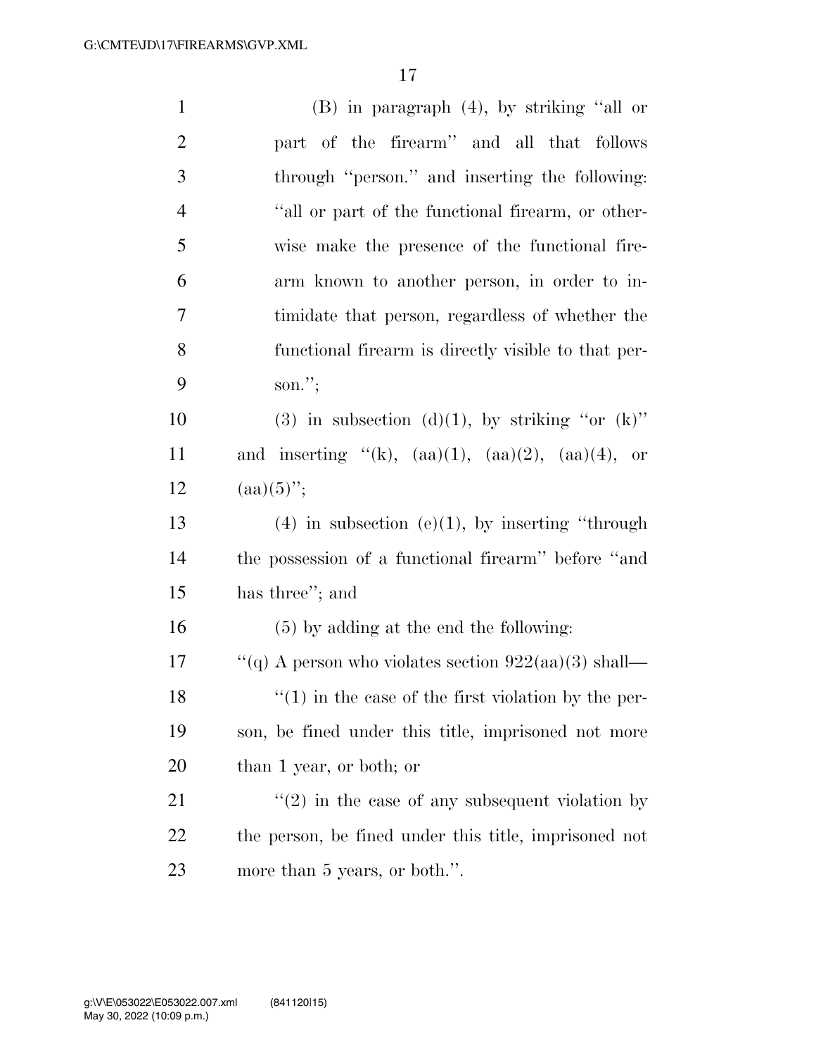(B) in paragraph (4), by striking ''all or part of the firearm'' and all that follows through ''person.'' and inserting the following: ''all or part of the functional firearm, or otherwise make the presence of the functional firearm known to another person, in order to intimidate that person, regardless of whether the functional firearm is directly visible to that person.'';

(3) in subsection (d)(1), by striking ''or (k)'' and inserting ''(k), (aa)(1), (aa)(2), (aa)(4), or (aa)(5)'';

(4) in subsection (e)(1), by inserting ''through the possession of a functional firearm'' before ''and has three''; and

(5) by adding at the end the following:

''(q) A person who violates section 922(aa)(3) shall—

''(1) in the case of the first violation by the person, be fined under this title, imprisoned not more than 1 year, or both; or

''(2) in the case of any subsequent violation by the person, be fined under this title, imprisoned not more than 5 years, or both.''.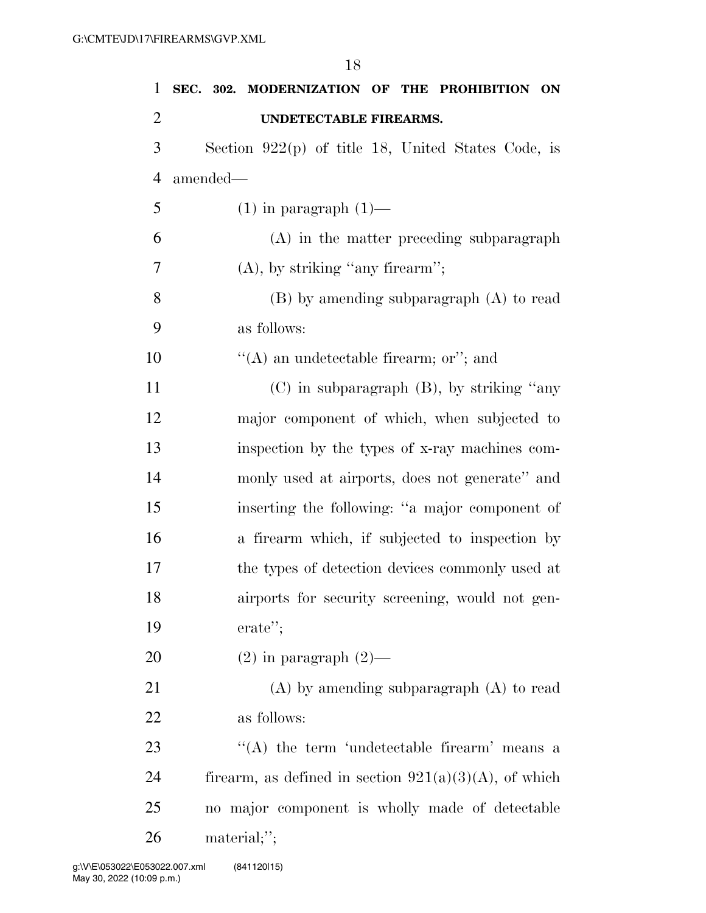**SEC. 302. MODERNIZATION OF THE PROHIBITION ON UNDETECTABLE FIREARMS.**

Section 922(p) of title 18, United States Code, is amended—

(1) in paragraph (1)—

(A) in the matter preceding subparagraph (A), by striking "any firearm";

(B) by amending subparagraph (A) to read as follows:

"(A) an undetectable firearm; or"; and

(C) in subparagraph (B), by striking "any major component of which, when subjected to inspection by the types of x-ray machines commonly used at airports, does not generate" and inserting the following: "a major component of a firearm which, if subjected to inspection by the types of detection devices commonly used at airports for security screening, would not generate";

(2) in paragraph (2)—

(A) by amending subparagraph (A) to read as follows:

"(A) the term 'undetectable firearm' means a firearm, as defined in section 921(a)(3)(A), of which no major component is wholly made of detectable material;";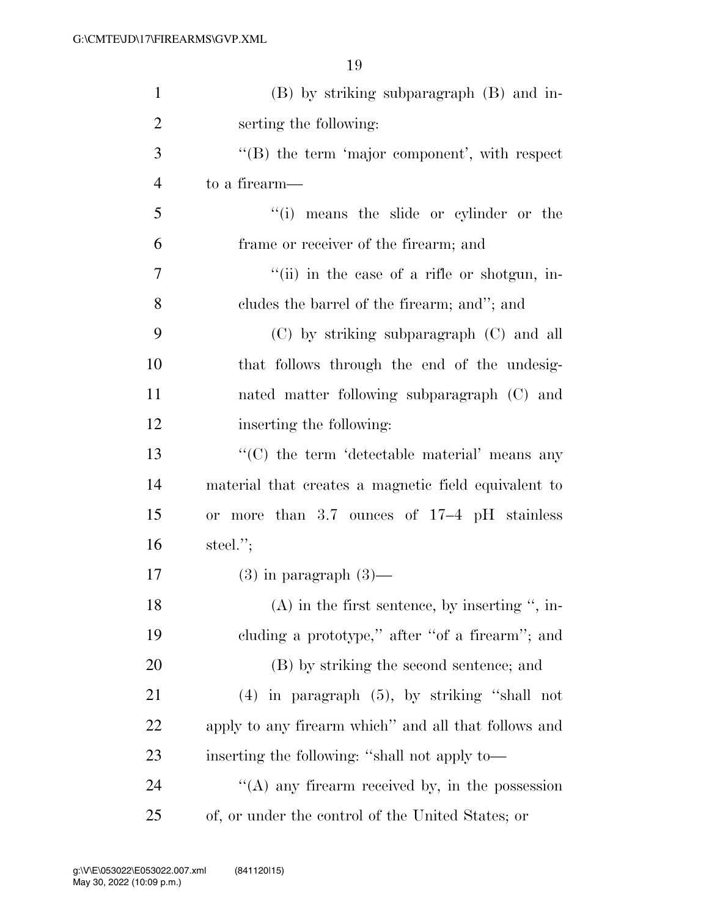(B) by striking subparagraph (B) and inserting the following:

"(B) the term 'major component', with respect to a firearm—

"(i) means the slide or cylinder or the frame or receiver of the firearm; and

"(ii) in the case of a rifle or shotgun, includes the barrel of the firearm; and"; and

(C) by striking subparagraph (C) and all that follows through the end of the undesignated matter following subparagraph (C) and inserting the following:

"(C) the term 'detectable material' means any material that creates a magnetic field equivalent to or more than 3.7 ounces of 17–4 pH stainless steel.";

(3) in paragraph (3)—

(A) in the first sentence, by inserting ", including a prototype," after "of a firearm"; and

(B) by striking the second sentence; and

(4) in paragraph (5), by striking "shall not apply to any firearm which" and all that follows and inserting the following: "shall not apply to—

"(A) any firearm received by, in the possession of, or under the control of the United States; or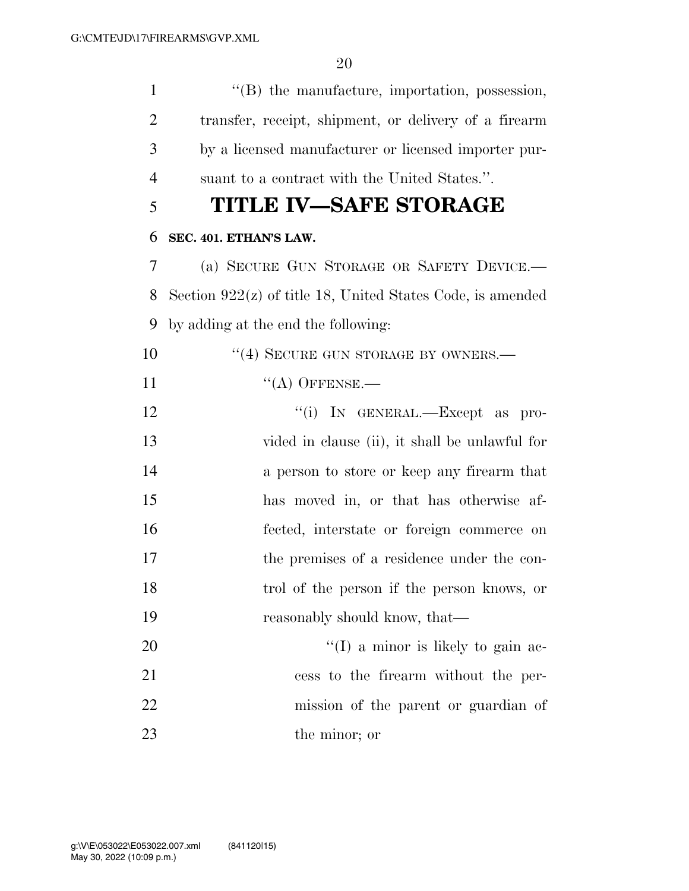''(B) the manufacture, importation, possession, transfer, receipt, shipment, or delivery of a firearm by a licensed manufacturer or licensed importer pursuant to a contract with the United States.''.

# TITLE IV—SAFE STORAGE

**SEC. 401. ETHAN'S LAW.**

(a) SECURE GUN STORAGE OR SAFETY DEVICE.—Section 922(z) of title 18, United States Code, is amended by adding at the end the following:

''(4) SECURE GUN STORAGE BY OWNERS.—

''(A) OFFENSE.—

''(i) IN GENERAL.—Except as provided in clause (ii), it shall be unlawful for a person to store or keep any firearm that has moved in, or that has otherwise affected, interstate or foreign commerce on the premises of a residence under the control of the person if the person knows, or reasonably should know, that—

''(I) a minor is likely to gain access to the firearm without the permission of the parent or guardian of the minor; or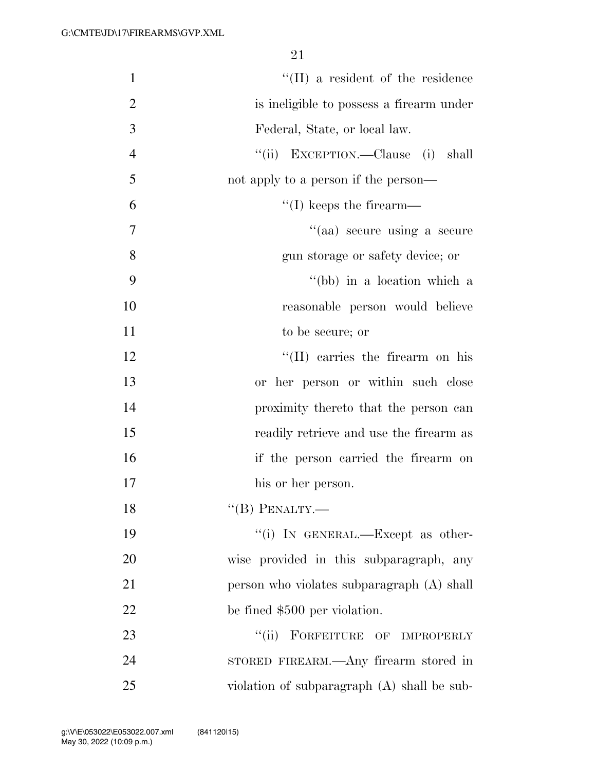''(II) a resident of the residence is ineligible to possess a firearm under Federal, State, or local law.

''(ii) EXCEPTION.—Clause (i) shall not apply to a person if the person—

''(I) keeps the firearm—

''(aa) secure using a secure gun storage or safety device; or

''(bb) in a location which a reasonable person would believe to be secure; or

''(II) carries the firearm on his or her person or within such close proximity thereto that the person can readily retrieve and use the firearm as if the person carried the firearm on his or her person.

''(B) PENALTY.—

''(i) IN GENERAL.—Except as otherwise provided in this subparagraph, any person who violates subparagraph (A) shall be fined $500 per violation.

''(ii) FORFEITURE OF IMPROPERLY STORED FIREARM.—Any firearm stored in violation of subparagraph (A) shall be sub-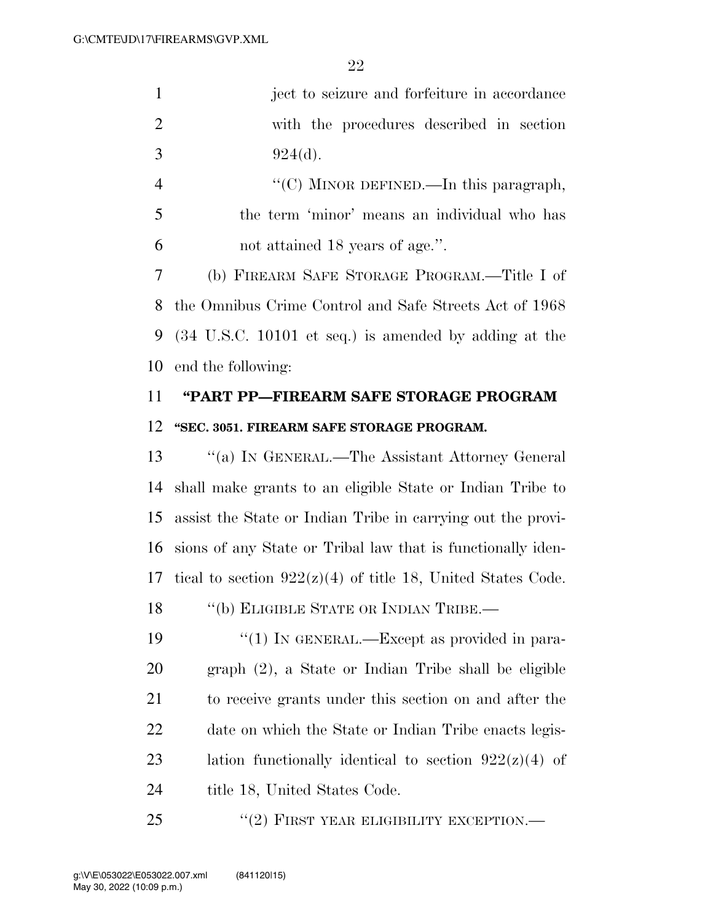ject to seizure and forfeiture in accordance with the procedures described in section 924(d).

"(C) MINOR DEFINED.—In this paragraph, the term 'minor' means an individual who has not attained 18 years of age.".

(b) FIREARM SAFE STORAGE PROGRAM.—Title I of the Omnibus Crime Control and Safe Streets Act of 1968 (34 U.S.C. 10101 et seq.) is amended by adding at the end the following:

## "PART PP—FIREARM SAFE STORAGE PROGRAM

### "SEC. 3051. FIREARM SAFE STORAGE PROGRAM.

"(a) IN GENERAL.—The Assistant Attorney General shall make grants to an eligible State or Indian Tribe to assist the State or Indian Tribe in carrying out the provisions of any State or Tribal law that is functionally identical to section 922(z)(4) of title 18, United States Code.

"(b) ELIGIBLE STATE OR INDIAN TRIBE.—

"(1) IN GENERAL.—Except as provided in paragraph (2), a State or Indian Tribe shall be eligible to receive grants under this section on and after the date on which the State or Indian Tribe enacts legislation functionally identical to section 922(z)(4) of title 18, United States Code.

"(2) FIRST YEAR ELIGIBILITY EXCEPTION.—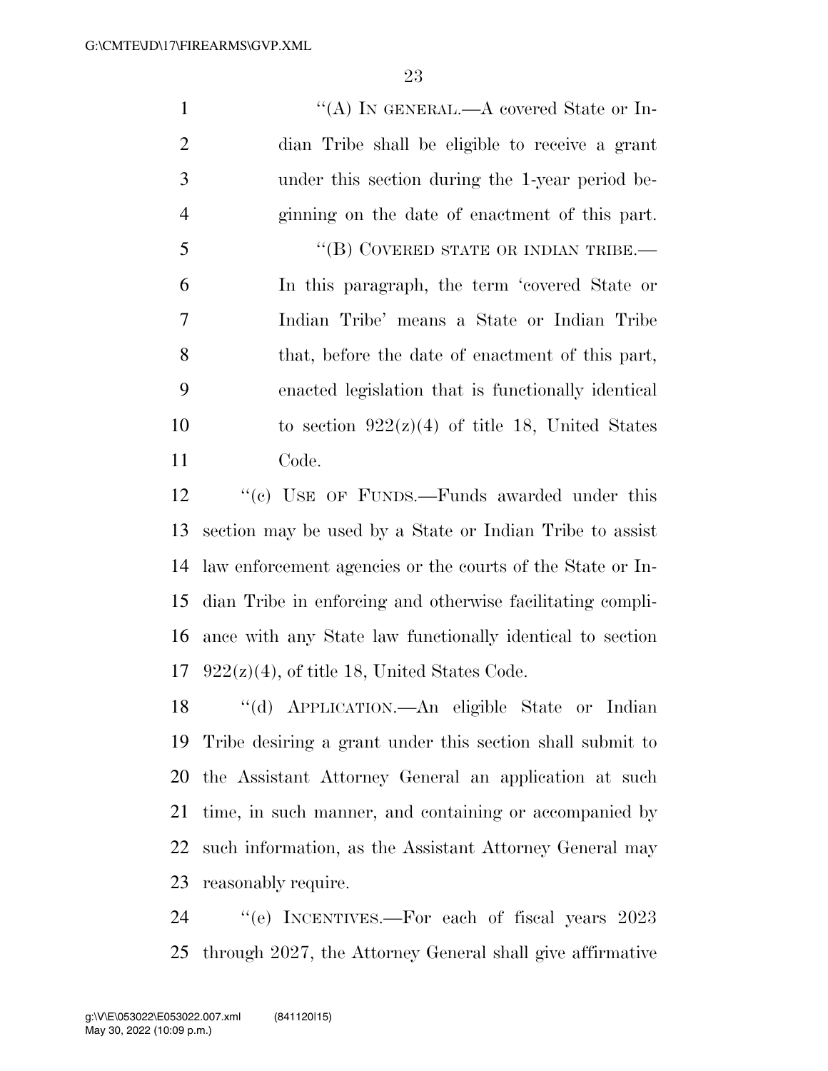"(A) IN GENERAL.—A covered State or Indian Tribe shall be eligible to receive a grant under this section during the 1-year period beginning on the date of enactment of this part.

"(B) COVERED STATE OR INDIAN TRIBE.— In this paragraph, the term 'covered State or Indian Tribe' means a State or Indian Tribe that, before the date of enactment of this part, enacted legislation that is functionally identical to section 922(z)(4) of title 18, United States Code.

"(c) USE OF FUNDS.—Funds awarded under this section may be used by a State or Indian Tribe to assist law enforcement agencies or the courts of the State or Indian Tribe in enforcing and otherwise facilitating compliance with any State law functionally identical to section 922(z)(4), of title 18, United States Code.

"(d) APPLICATION.—An eligible State or Indian Tribe desiring a grant under this section shall submit to the Assistant Attorney General an application at such time, in such manner, and containing or accompanied by such information, as the Assistant Attorney General may reasonably require.

"(e) INCENTIVES.—For each of fiscal years 2023 through 2027, the Attorney General shall give affirmative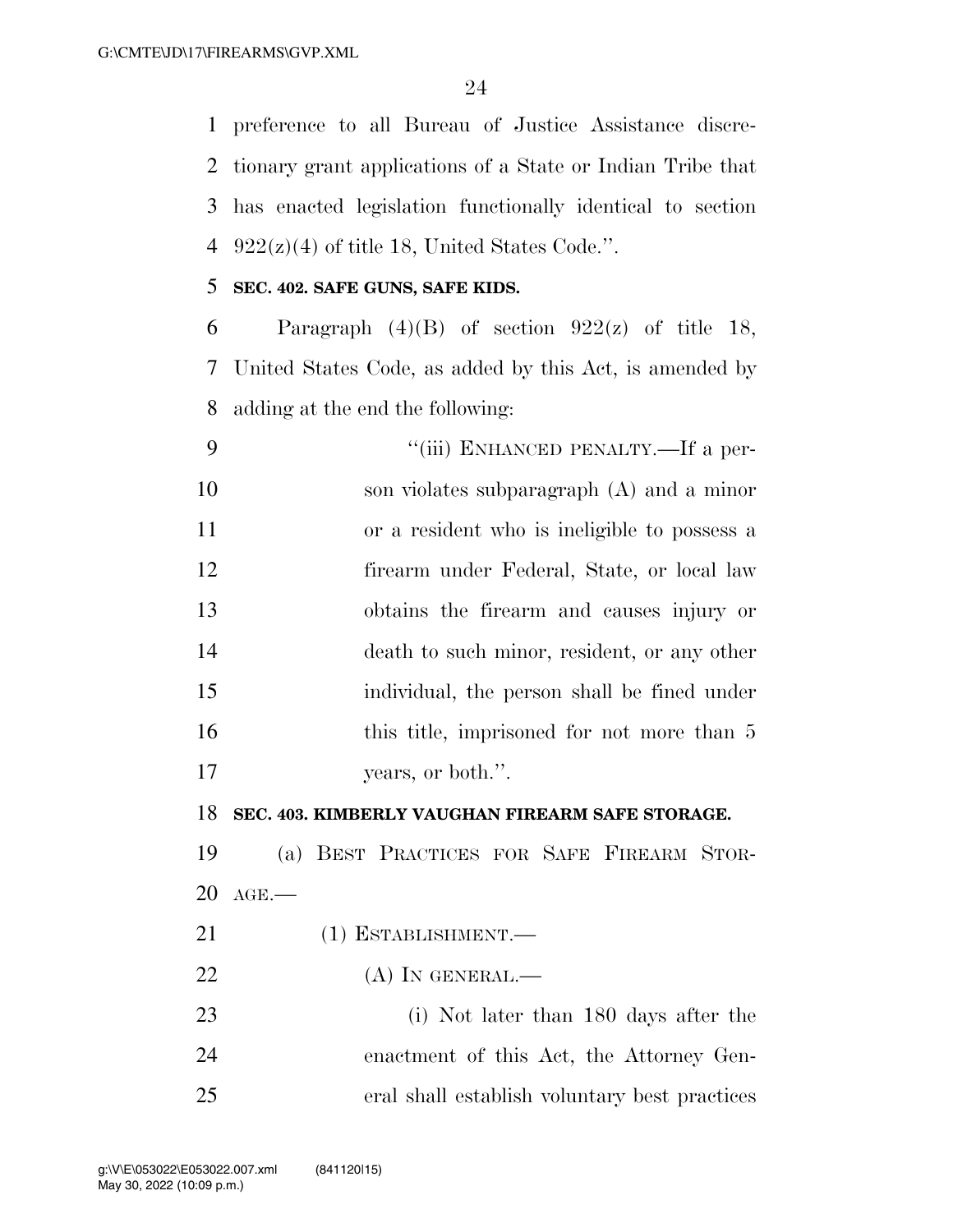preference to all Bureau of Justice Assistance discretionary grant applications of a State or Indian Tribe that has enacted legislation functionally identical to section 922(z)(4) of title 18, United States Code.''.

**SEC. 402. SAFE GUNS, SAFE KIDS.**

Paragraph (4)(B) of section 922(z) of title 18, United States Code, as added by this Act, is amended by adding at the end the following:

> ''(iii) ENHANCED PENALTY.—If a person violates subparagraph (A) and a minor or a resident who is ineligible to possess a firearm under Federal, State, or local law obtains the firearm and causes injury or death to such minor, resident, or any other individual, the person shall be fined under this title, imprisoned for not more than 5 years, or both.''.

**SEC. 403. KIMBERLY VAUGHAN FIREARM SAFE STORAGE.**

(a) BEST PRACTICES FOR SAFE FIREARM STORAGE.—

(1) ESTABLISHMENT.—

(A) IN GENERAL.—

(i) Not later than 180 days after the enactment of this Act, the Attorney General shall establish voluntary best practices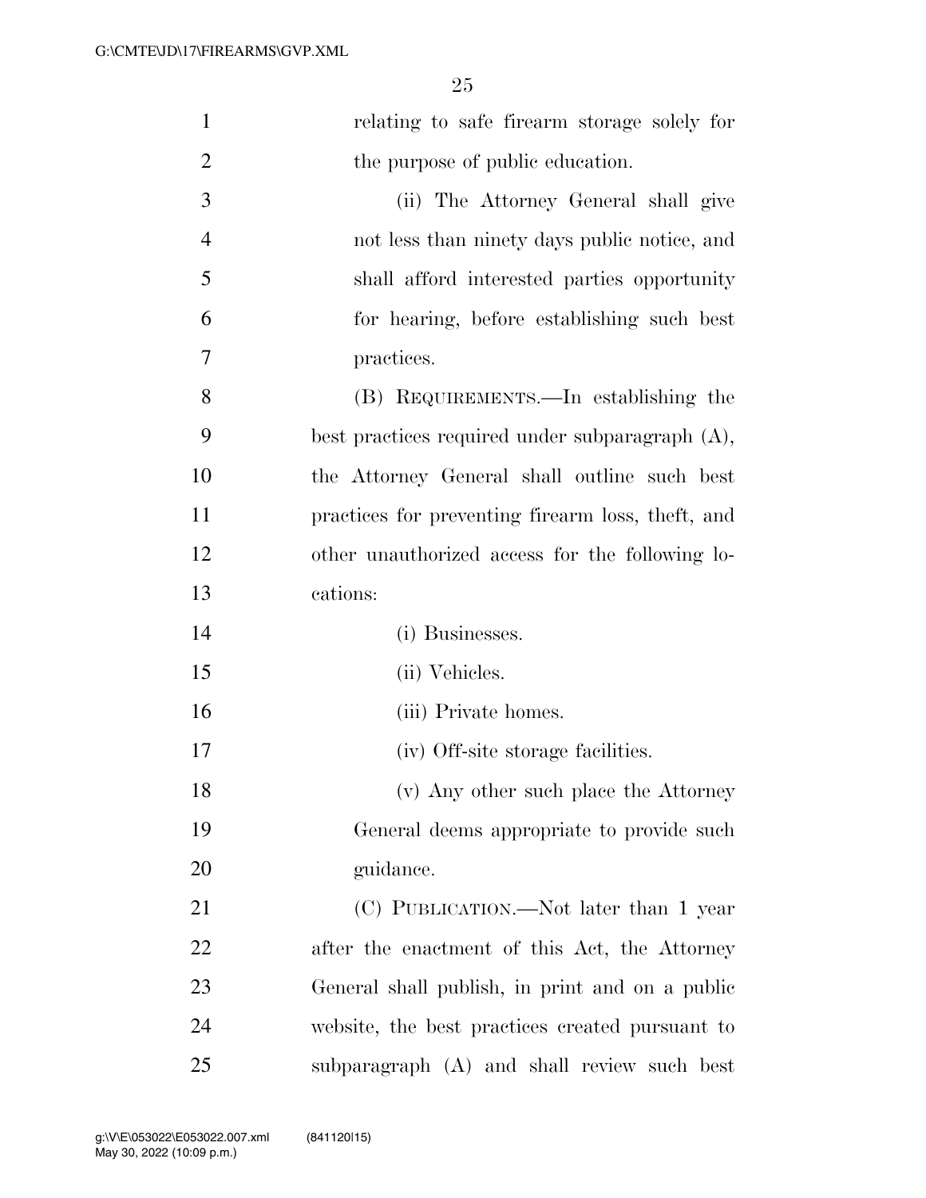relating to safe firearm storage solely for the purpose of public education.

(ii) The Attorney General shall give not less than ninety days public notice, and shall afford interested parties opportunity for hearing, before establishing such best practices.

(B) REQUIREMENTS.—In establishing the best practices required under subparagraph (A), the Attorney General shall outline such best practices for preventing firearm loss, theft, and other unauthorized access for the following locations:

(i) Businesses.

(ii) Vehicles.

(iii) Private homes.

(iv) Off-site storage facilities.

(v) Any other such place the Attorney General deems appropriate to provide such guidance.

(C) PUBLICATION.—Not later than 1 year after the enactment of this Act, the Attorney General shall publish, in print and on a public website, the best practices created pursuant to subparagraph (A) and shall review such best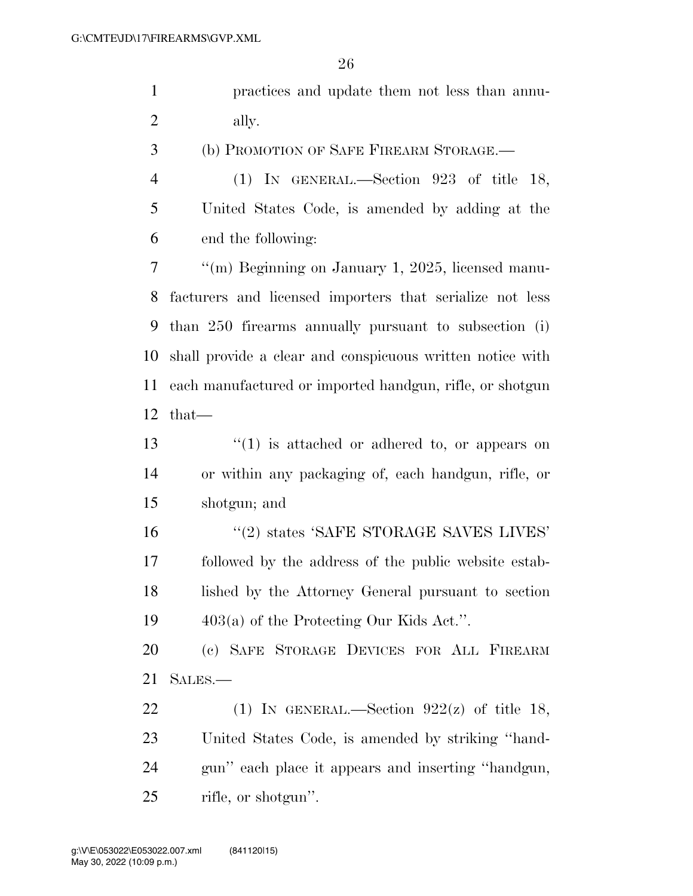practices and update them not less than annually.

(b) PROMOTION OF SAFE FIREARM STORAGE.—

(1) IN GENERAL.—Section 923 of title 18, United States Code, is amended by adding at the end the following:

"(m) Beginning on January 1, 2025, licensed manufacturers and licensed importers that serialize not less than 250 firearms annually pursuant to subsection (i) shall provide a clear and conspicuous written notice with each manufactured or imported handgun, rifle, or shotgun that—

"(1) is attached or adhered to, or appears on or within any packaging of, each handgun, rifle, or shotgun; and

"(2) states 'SAFE STORAGE SAVES LIVES' followed by the address of the public website established by the Attorney General pursuant to section 403(a) of the Protecting Our Kids Act.".

(c) SAFE STORAGE DEVICES FOR ALL FIREARM SALES.—

(1) IN GENERAL.—Section 922(z) of title 18, United States Code, is amended by striking "handgun" each place it appears and inserting "handgun, rifle, or shotgun".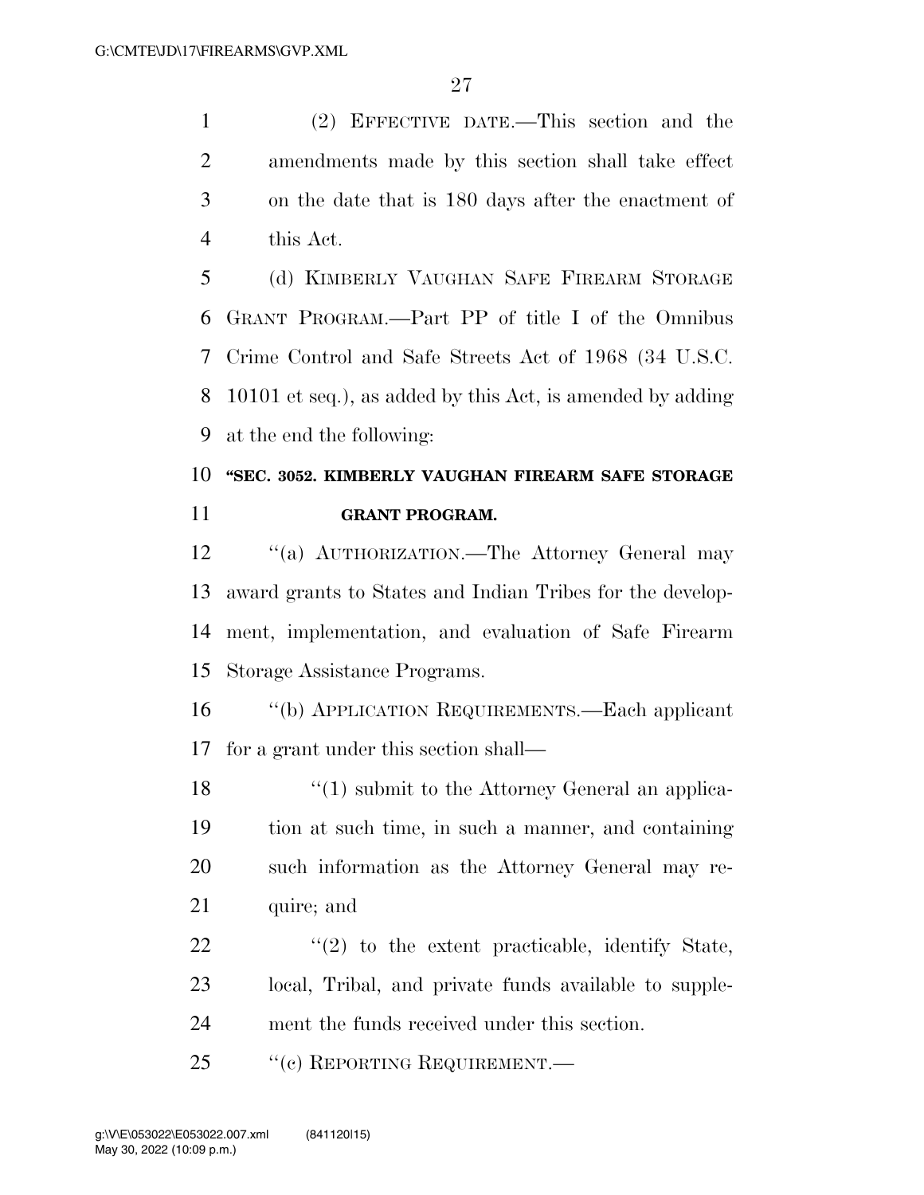(2) EFFECTIVE DATE.—This section and the amendments made by this section shall take effect on the date that is 180 days after the enactment of this Act.

(d) KIMBERLY VAUGHAN SAFE FIREARM STORAGE GRANT PROGRAM.—Part PP of title I of the Omnibus Crime Control and Safe Streets Act of 1968 (34 U.S.C. 10101 et seq.), as added by this Act, is amended by adding at the end the following:

**"SEC. 3052. KIMBERLY VAUGHAN FIREARM SAFE STORAGE GRANT PROGRAM.**

"(a) AUTHORIZATION.—The Attorney General may award grants to States and Indian Tribes for the development, implementation, and evaluation of Safe Firearm Storage Assistance Programs.

"(b) APPLICATION REQUIREMENTS.—Each applicant for a grant under this section shall—

"(1) submit to the Attorney General an application at such time, in such a manner, and containing such information as the Attorney General may require; and

"(2) to the extent practicable, identify State, local, Tribal, and private funds available to supplement the funds received under this section.

"(c) REPORTING REQUIREMENT.—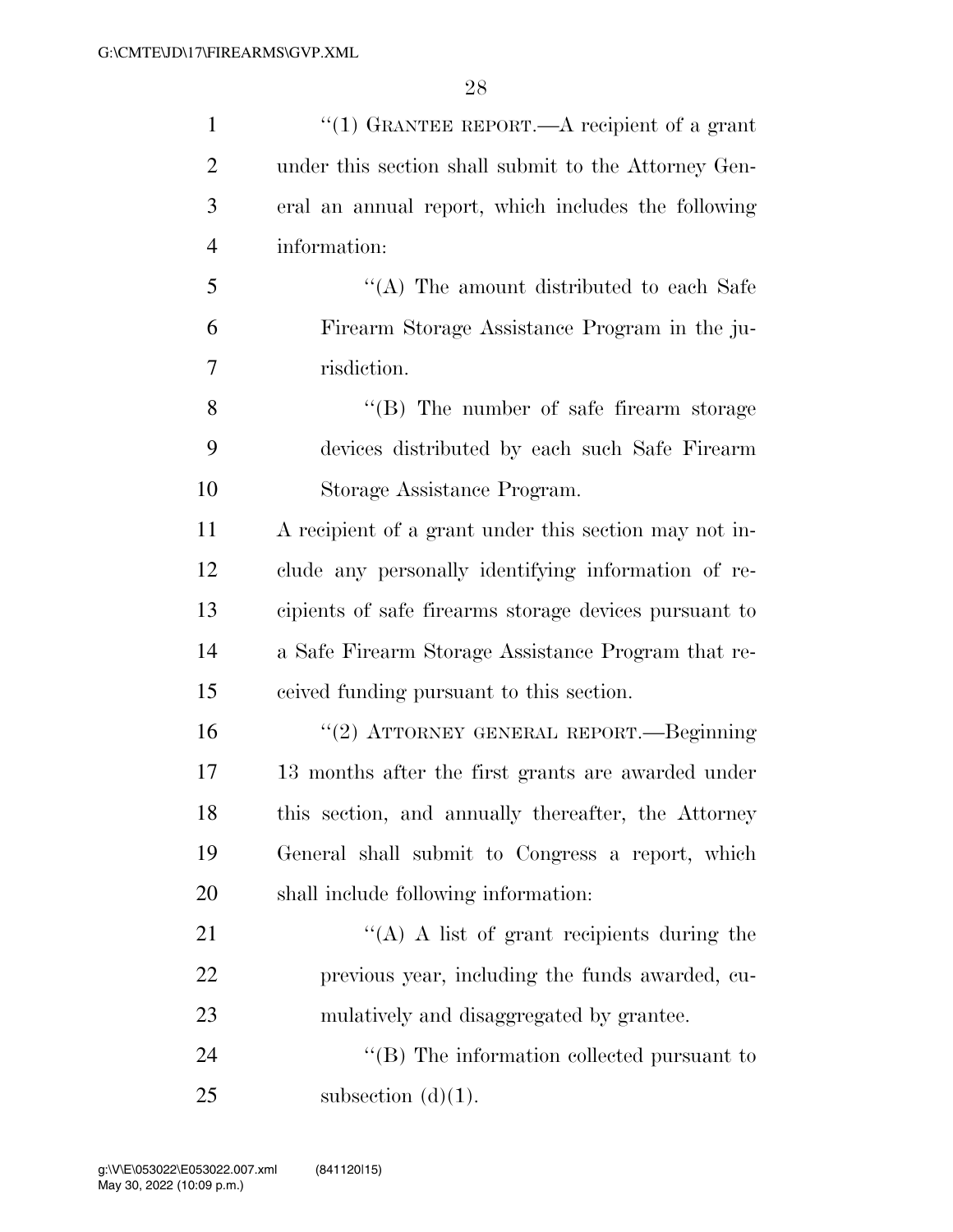"(1) GRANTEE REPORT.—A recipient of a grant under this section shall submit to the Attorney General an annual report, which includes the following information:

"(A) The amount distributed to each Safe Firearm Storage Assistance Program in the jurisdiction.

"(B) The number of safe firearm storage devices distributed by each such Safe Firearm Storage Assistance Program.

A recipient of a grant under this section may not include any personally identifying information of recipients of safe firearms storage devices pursuant to a Safe Firearm Storage Assistance Program that received funding pursuant to this section.

"(2) ATTORNEY GENERAL REPORT.—Beginning 13 months after the first grants are awarded under this section, and annually thereafter, the Attorney General shall submit to Congress a report, which shall include following information:

"(A) A list of grant recipients during the previous year, including the funds awarded, cumulatively and disaggregated by grantee.

"(B) The information collected pursuant to subsection (d)(1).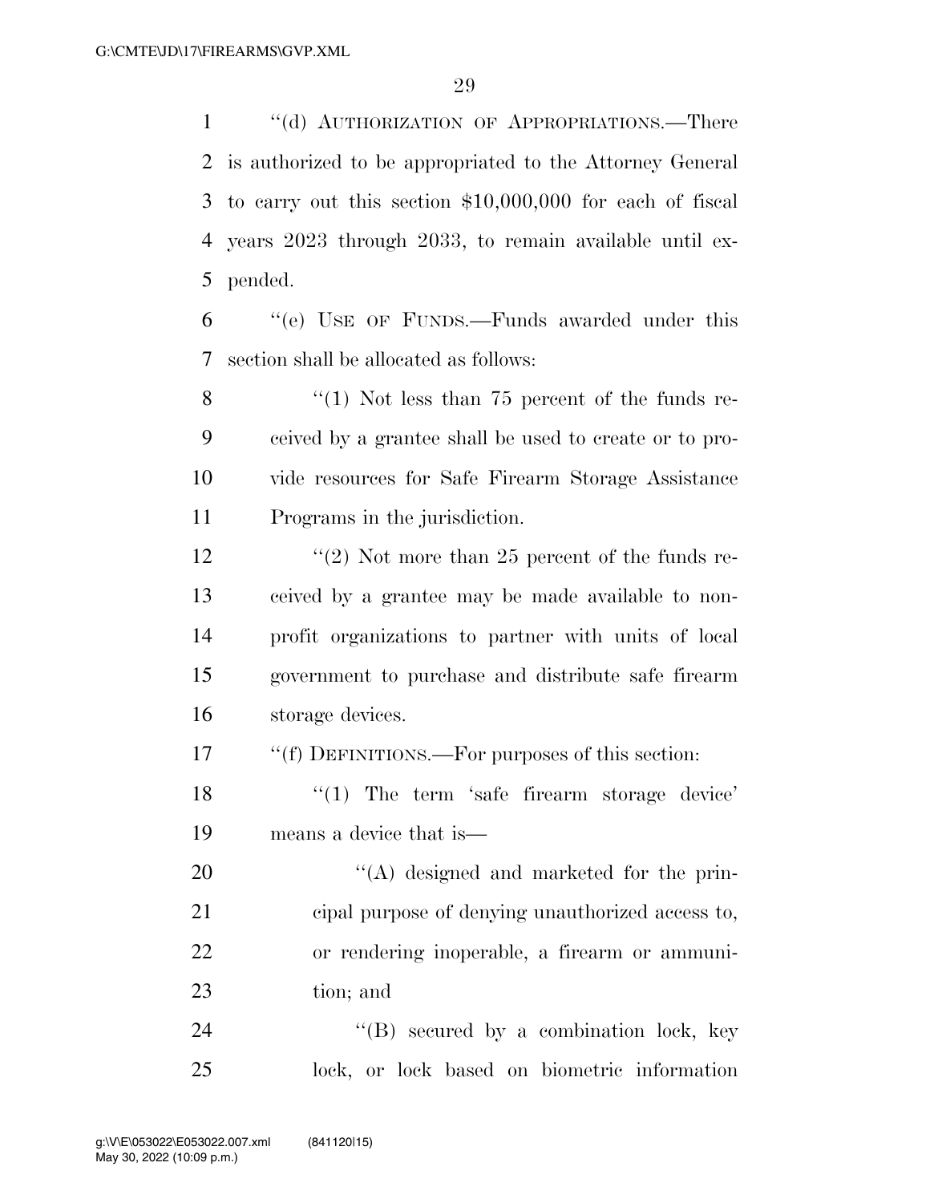"(d) AUTHORIZATION OF APPROPRIATIONS.—There is authorized to be appropriated to the Attorney General to carry out this section $10,000,000 for each of fiscal years 2023 through 2033, to remain available until expended.

"(e) USE OF FUNDS.—Funds awarded under this section shall be allocated as follows:

"(1) Not less than 75 percent of the funds received by a grantee shall be used to create or to provide resources for Safe Firearm Storage Assistance Programs in the jurisdiction.

"(2) Not more than 25 percent of the funds received by a grantee may be made available to nonprofit organizations to partner with units of local government to purchase and distribute safe firearm storage devices.

"(f) DEFINITIONS.—For purposes of this section:

"(1) The term 'safe firearm storage device' means a device that is—

"(A) designed and marketed for the principal purpose of denying unauthorized access to, or rendering inoperable, a firearm or ammunition; and

"(B) secured by a combination lock, key lock, or lock based on biometric information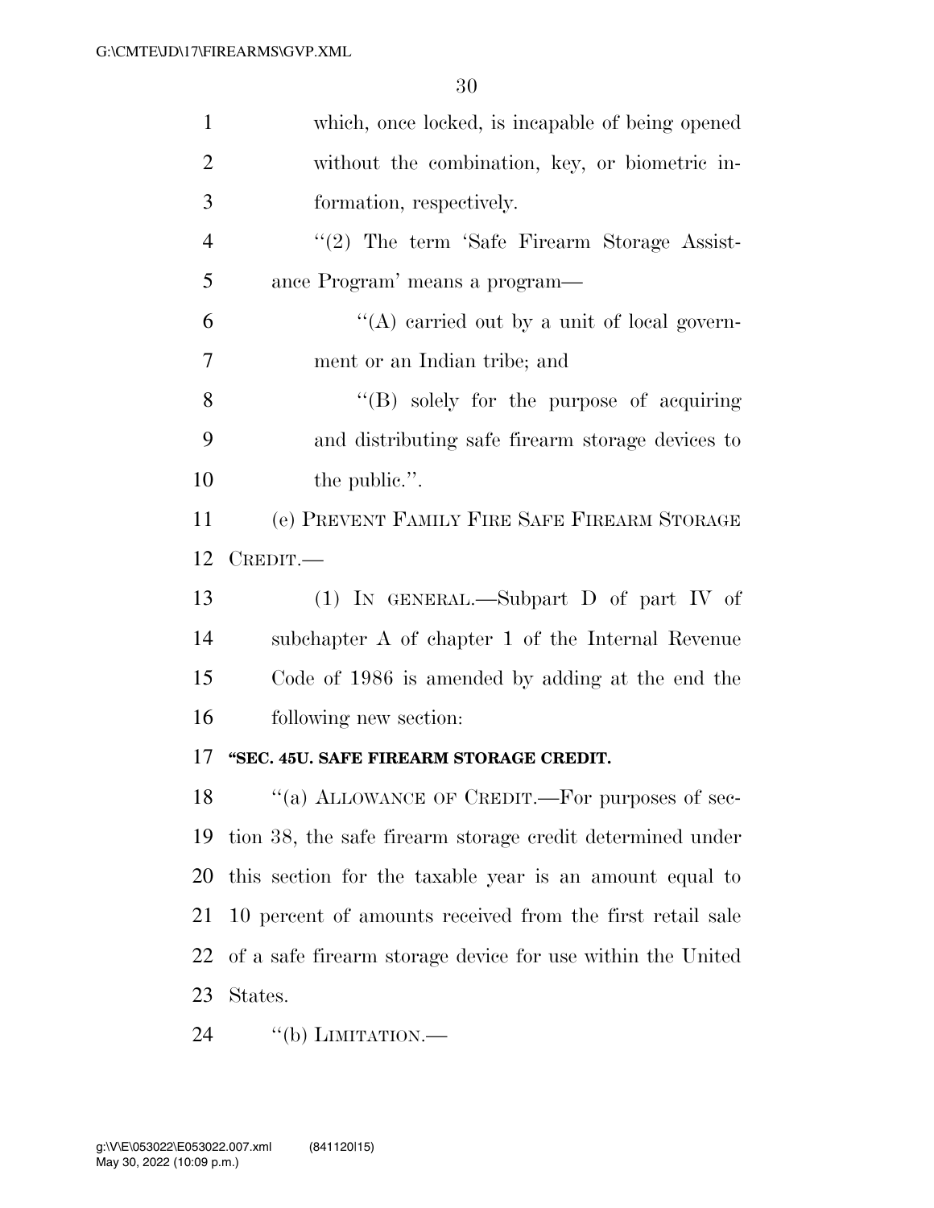which, once locked, is incapable of being opened without the combination, key, or biometric information, respectively.

"(2) The term 'Safe Firearm Storage Assistance Program' means a program—

"(A) carried out by a unit of local government or an Indian tribe; and

"(B) solely for the purpose of acquiring and distributing safe firearm storage devices to the public.".

(e) PREVENT FAMILY FIRE SAFE FIREARM STORAGE CREDIT.—

(1) IN GENERAL.—Subpart D of part IV of subchapter A of chapter 1 of the Internal Revenue Code of 1986 is amended by adding at the end the following new section:

**"SEC. 45U. SAFE FIREARM STORAGE CREDIT.**

"(a) ALLOWANCE OF CREDIT.—For purposes of section 38, the safe firearm storage credit determined under this section for the taxable year is an amount equal to 10 percent of amounts received from the first retail sale of a safe firearm storage device for use within the United States.

"(b) LIMITATION.—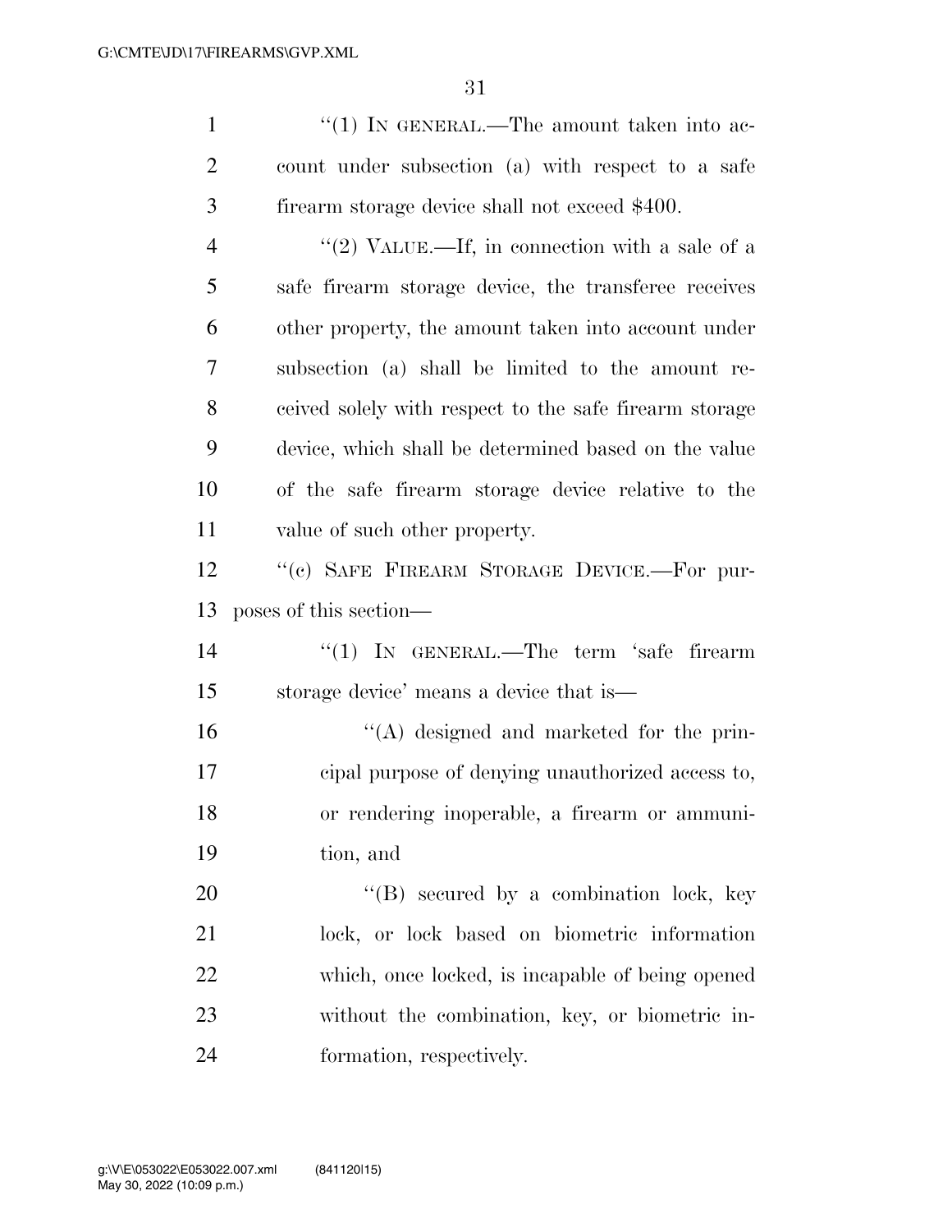"(1) IN GENERAL.—The amount taken into account under subsection (a) with respect to a safe firearm storage device shall not exceed $400.

"(2) VALUE.—If, in connection with a sale of a safe firearm storage device, the transferee receives other property, the amount taken into account under subsection (a) shall be limited to the amount received solely with respect to the safe firearm storage device, which shall be determined based on the value of the safe firearm storage device relative to the value of such other property.

"(c) SAFE FIREARM STORAGE DEVICE.—For purposes of this section—

"(1) IN GENERAL.—The term 'safe firearm storage device' means a device that is—

"(A) designed and marketed for the principal purpose of denying unauthorized access to, or rendering inoperable, a firearm or ammunition, and

"(B) secured by a combination lock, key lock, or lock based on biometric information which, once locked, is incapable of being opened without the combination, key, or biometric information, respectively.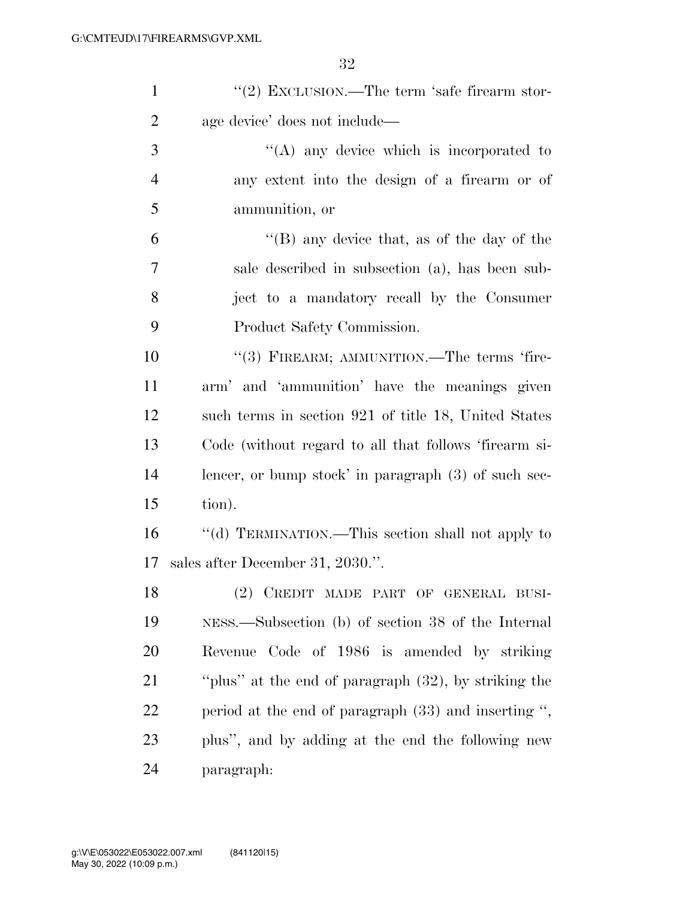"(2) EXCLUSION.—The term 'safe firearm storage device' does not include—

"(A) any device which is incorporated to any extent into the design of a firearm or of ammunition, or

"(B) any device that, as of the day of the sale described in subsection (a), has been subject to a mandatory recall by the Consumer Product Safety Commission.

"(3) FIREARM; AMMUNITION.—The terms 'firearm' and 'ammunition' have the meanings given such terms in section 921 of title 18, United States Code (without regard to all that follows 'firearm silencer, or bump stock' in paragraph (3) of such section).

"(d) TERMINATION.—This section shall not apply to sales after December 31, 2030.".

(2) CREDIT MADE PART OF GENERAL BUSINESS.—Subsection (b) of section 38 of the Internal Revenue Code of 1986 is amended by striking "plus" at the end of paragraph (32), by striking the period at the end of paragraph (33) and inserting ", plus", and by adding at the end the following new paragraph: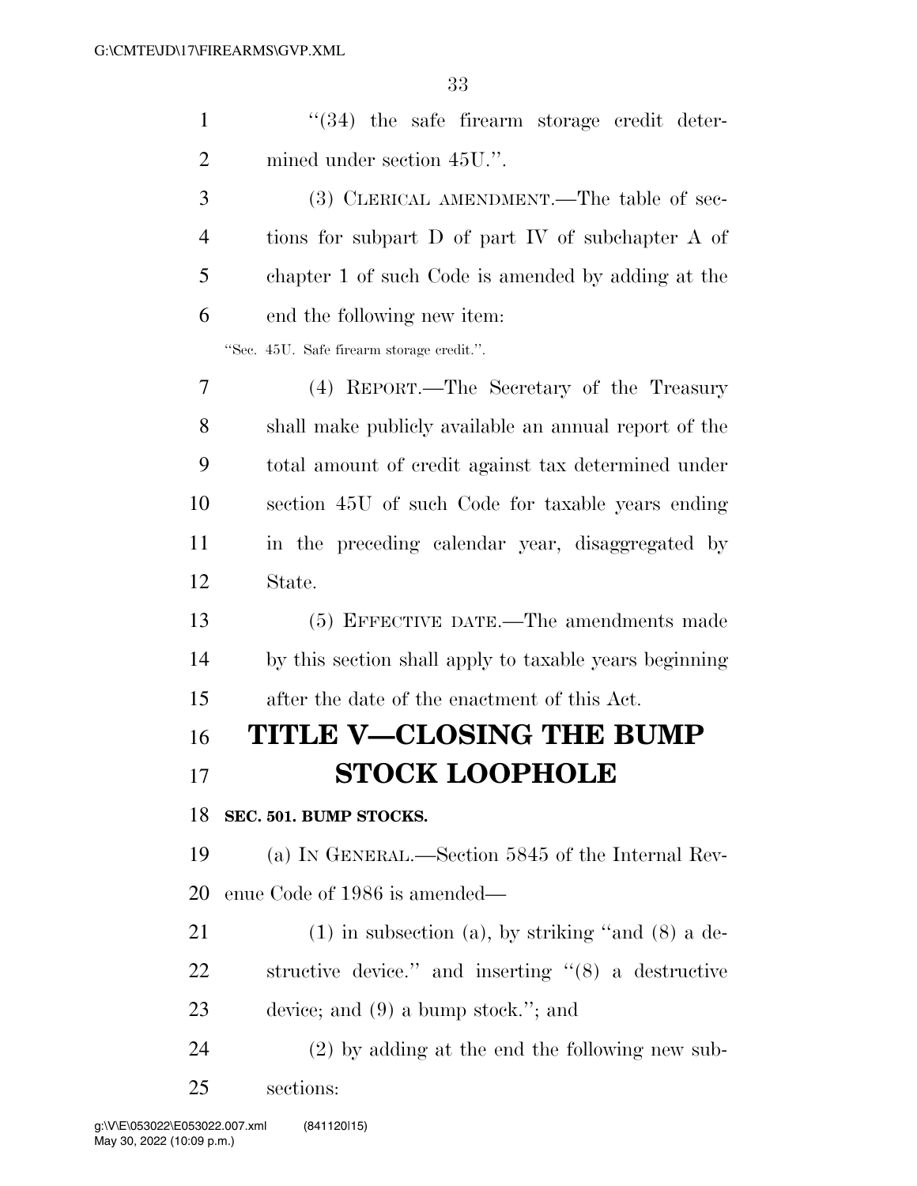"(34) the safe firearm storage credit determined under section 45U.".

(3) CLERICAL AMENDMENT.—The table of sections for subpart D of part IV of subchapter A of chapter 1 of such Code is amended by adding at the end the following new item:

"Sec. 45U. Safe firearm storage credit.".

(4) REPORT.—The Secretary of the Treasury shall make publicly available an annual report of the total amount of credit against tax determined under section 45U of such Code for taxable years ending in the preceding calendar year, disaggregated by State.

(5) EFFECTIVE DATE.—The amendments made by this section shall apply to taxable years beginning after the date of the enactment of this Act.

# TITLE V—CLOSING THE BUMP STOCK LOOPHOLE

**SEC. 501. BUMP STOCKS.**

(a) IN GENERAL.—Section 5845 of the Internal Revenue Code of 1986 is amended—

(1) in subsection (a), by striking "and (8) a destructive device." and inserting "(8) a destructive device; and (9) a bump stock."; and

(2) by adding at the end the following new subsections: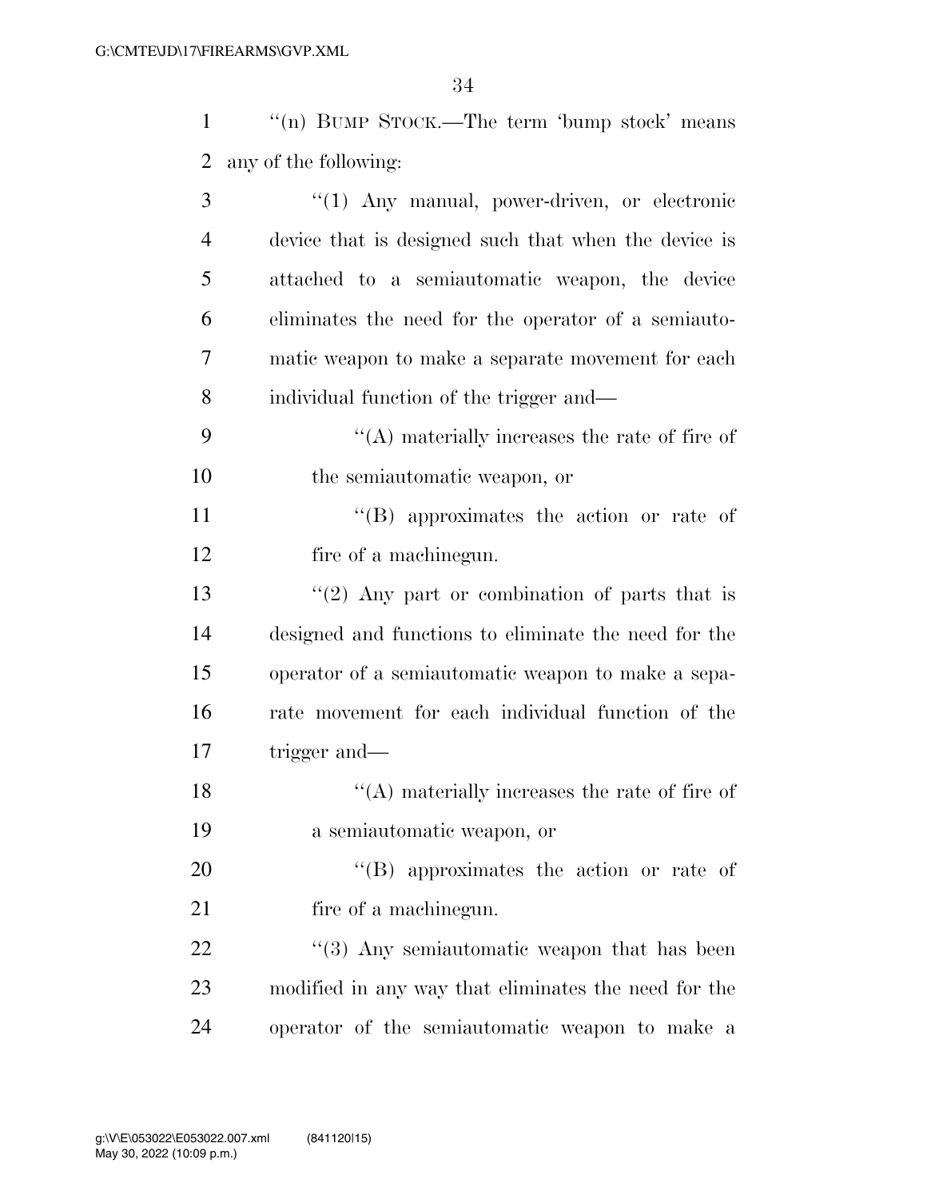"(n) BUMP STOCK.—The term 'bump stock' means any of the following:

"(1) Any manual, power-driven, or electronic device that is designed such that when the device is attached to a semiautomatic weapon, the device eliminates the need for the operator of a semiautomatic weapon to make a separate movement for each individual function of the trigger and—

"(A) materially increases the rate of fire of the semiautomatic weapon, or

"(B) approximates the action or rate of fire of a machinegun.

"(2) Any part or combination of parts that is designed and functions to eliminate the need for the operator of a semiautomatic weapon to make a separate movement for each individual function of the trigger and—

"(A) materially increases the rate of fire of a semiautomatic weapon, or

"(B) approximates the action or rate of fire of a machinegun.

"(3) Any semiautomatic weapon that has been modified in any way that eliminates the need for the operator of the semiautomatic weapon to make a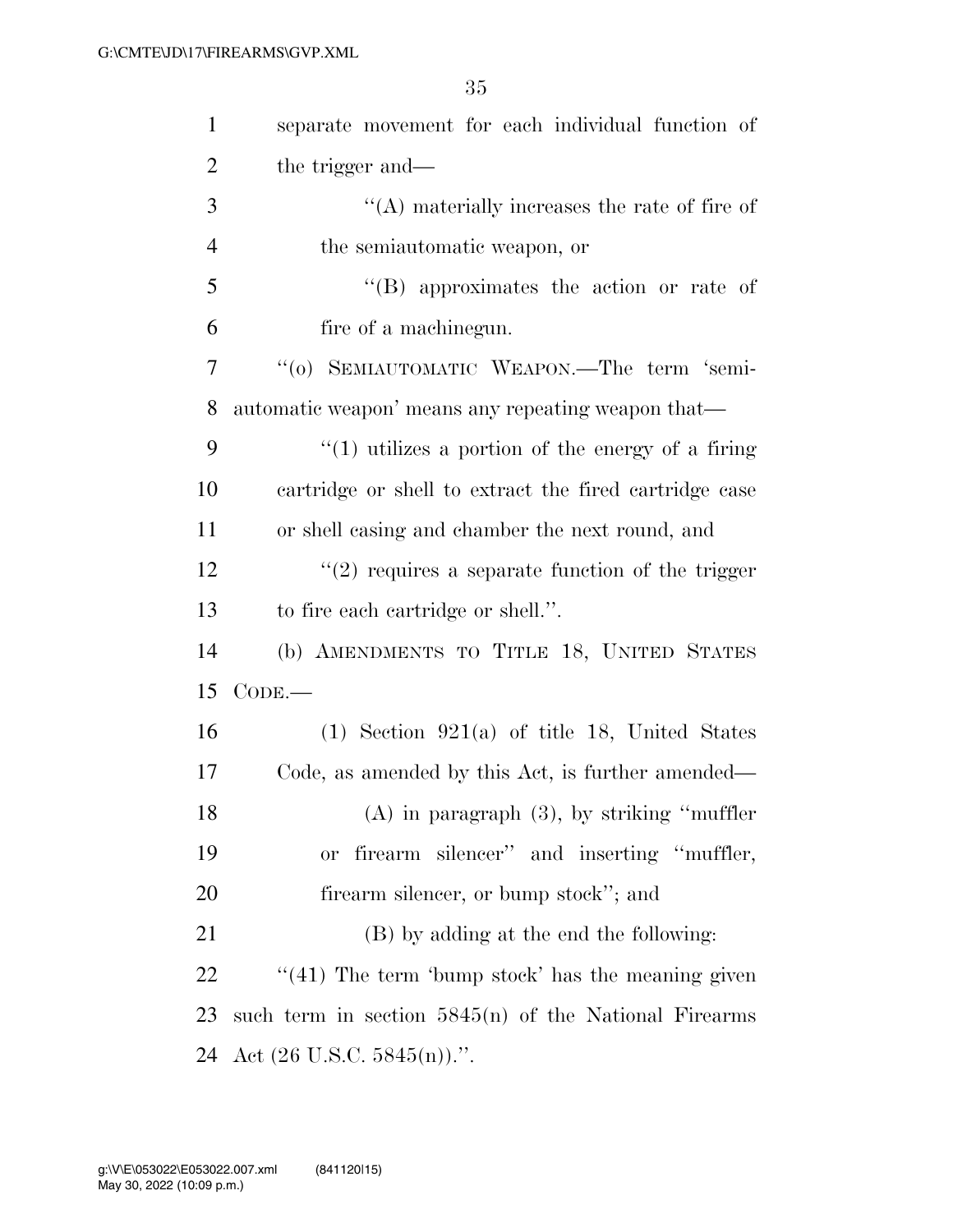separate movement for each individual function of the trigger and—

"(A) materially increases the rate of fire of the semiautomatic weapon, or

"(B) approximates the action or rate of fire of a machinegun.

"(o) SEMIAUTOMATIC WEAPON.—The term 'semiautomatic weapon' means any repeating weapon that—

"(1) utilizes a portion of the energy of a firing cartridge or shell to extract the fired cartridge case or shell casing and chamber the next round, and

"(2) requires a separate function of the trigger to fire each cartridge or shell.".

(b) AMENDMENTS TO TITLE 18, UNITED STATES CODE.—

(1) Section 921(a) of title 18, United States Code, as amended by this Act, is further amended—

(A) in paragraph (3), by striking "muffler or firearm silencer" and inserting "muffler, firearm silencer, or bump stock"; and

(B) by adding at the end the following:

"(41) The term 'bump stock' has the meaning given such term in section 5845(n) of the National Firearms Act (26 U.S.C. 5845(n)).".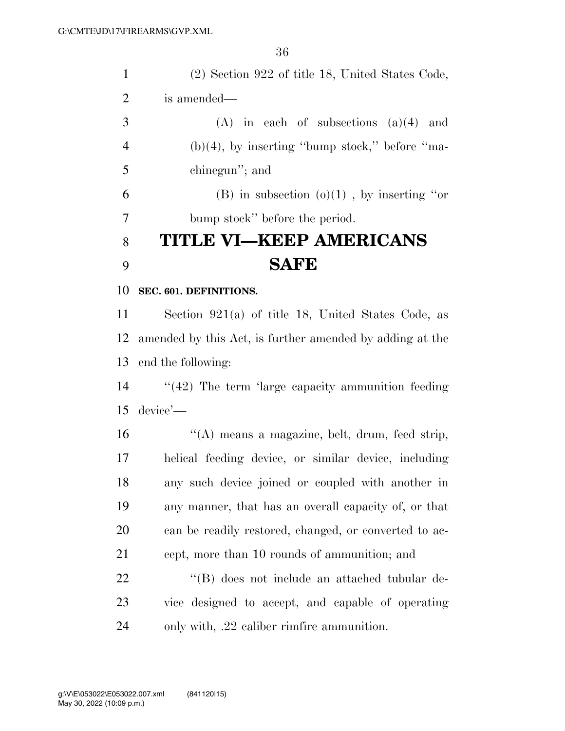(2) Section 922 of title 18, United States Code, is amended—

(A) in each of subsections (a)(4) and (b)(4), by inserting ''bump stock,'' before ''machinegun''; and

(B) in subsection (o)(1) , by inserting ''or bump stock'' before the period.

# TITLE VI—KEEP AMERICANS SAFE

**SEC. 601. DEFINITIONS.**

Section 921(a) of title 18, United States Code, as amended by this Act, is further amended by adding at the end the following:

''(42) The term 'large capacity ammunition feeding device'—

''(A) means a magazine, belt, drum, feed strip, helical feeding device, or similar device, including any such device joined or coupled with another in any manner, that has an overall capacity of, or that can be readily restored, changed, or converted to accept, more than 10 rounds of ammunition; and

''(B) does not include an attached tubular device designed to accept, and capable of operating only with, .22 caliber rimfire ammunition.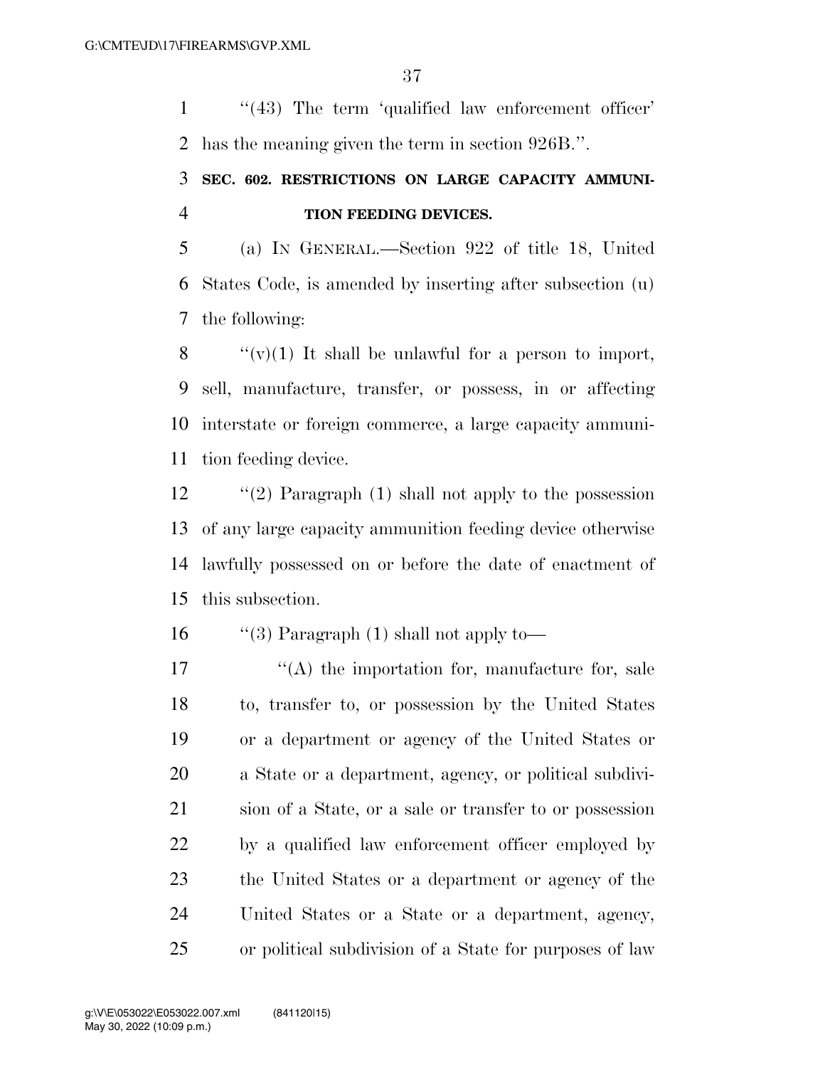''(43) The term 'qualified law enforcement officer' has the meaning given the term in section 926B.''.

**SEC. 602. RESTRICTIONS ON LARGE CAPACITY AMMUNITION FEEDING DEVICES.**

(a) IN GENERAL.—Section 922 of title 18, United States Code, is amended by inserting after subsection (u) the following:

''(v)(1) It shall be unlawful for a person to import, sell, manufacture, transfer, or possess, in or affecting interstate or foreign commerce, a large capacity ammunition feeding device.

''(2) Paragraph (1) shall not apply to the possession of any large capacity ammunition feeding device otherwise lawfully possessed on or before the date of enactment of this subsection.

''(3) Paragraph (1) shall not apply to—

''(A) the importation for, manufacture for, sale to, transfer to, or possession by the United States or a department or agency of the United States or a State or a department, agency, or political subdivision of a State, or a sale or transfer to or possession by a qualified law enforcement officer employed by the United States or a department or agency of the United States or a State or a department, agency, or political subdivision of a State for purposes of law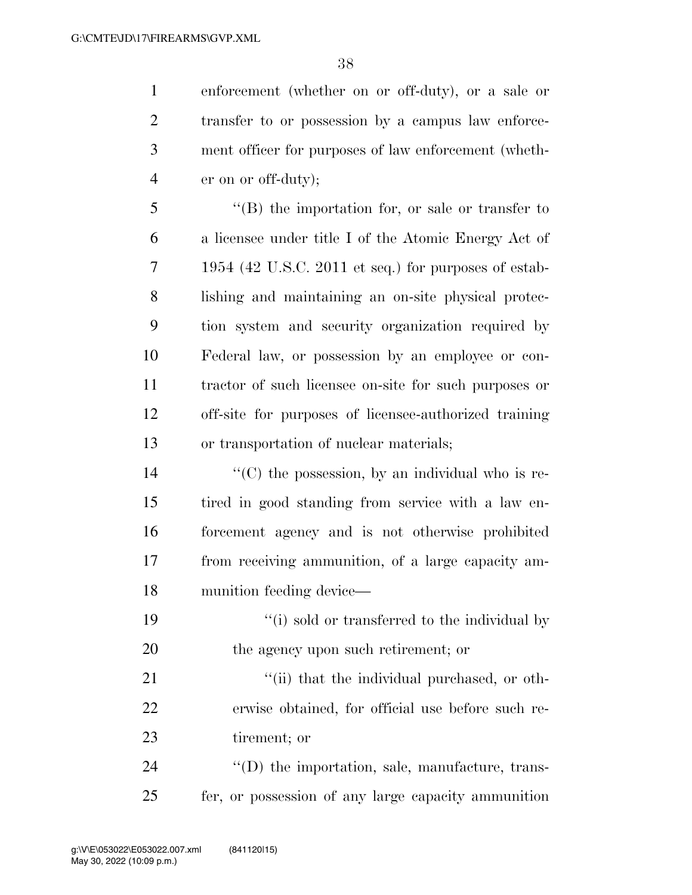enforcement (whether on or off-duty), or a sale or transfer to or possession by a campus law enforcement officer for purposes of law enforcement (whether on or off-duty);

"(B) the importation for, or sale or transfer to a licensee under title I of the Atomic Energy Act of 1954 (42 U.S.C. 2011 et seq.) for purposes of establishing and maintaining an on-site physical protection system and security organization required by Federal law, or possession by an employee or contractor of such licensee on-site for such purposes or off-site for purposes of licensee-authorized training or transportation of nuclear materials;

"(C) the possession, by an individual who is retired in good standing from service with a law enforcement agency and is not otherwise prohibited from receiving ammunition, of a large capacity ammunition feeding device—

"(i) sold or transferred to the individual by the agency upon such retirement; or

"(ii) that the individual purchased, or otherwise obtained, for official use before such retirement; or

"(D) the importation, sale, manufacture, transfer, or possession of any large capacity ammunition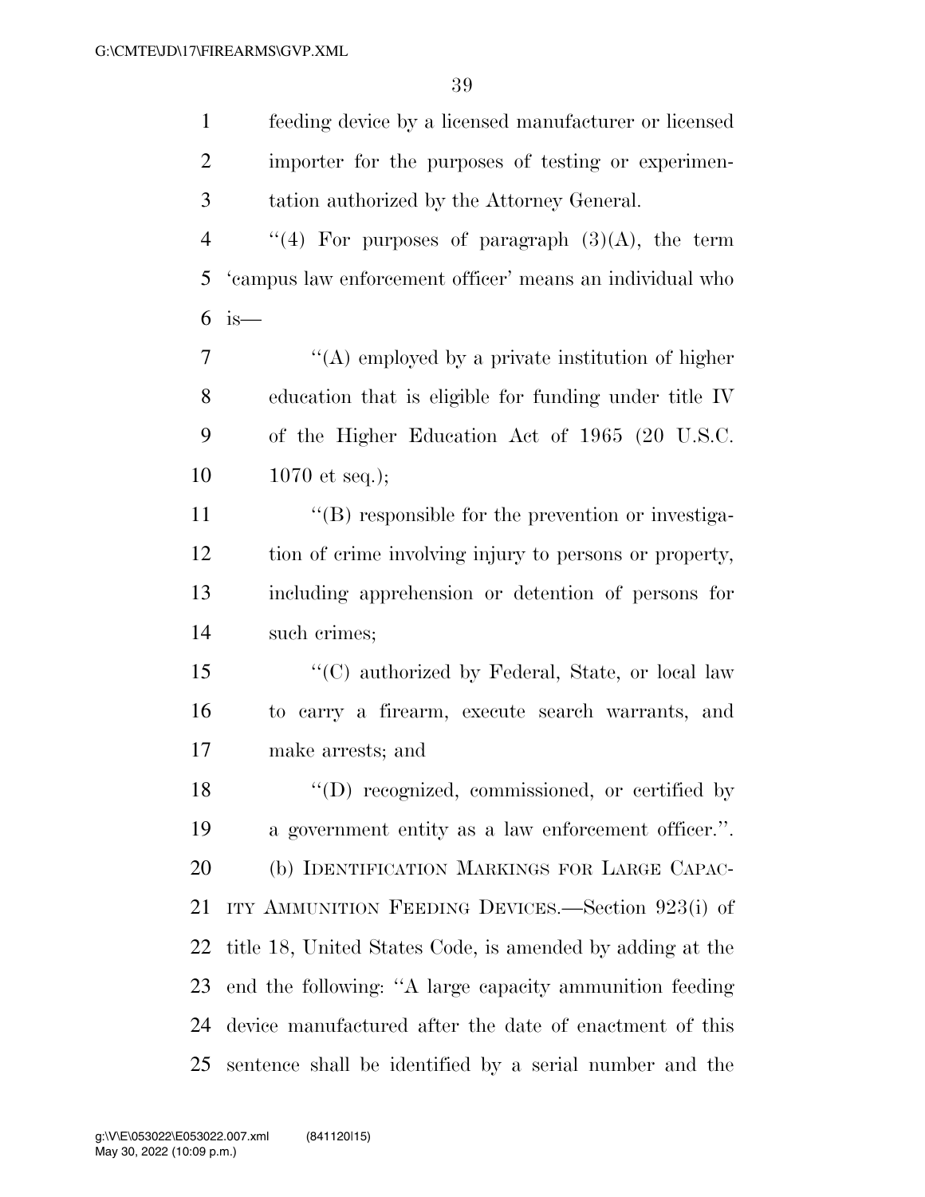feeding device by a licensed manufacturer or licensed importer for the purposes of testing or experimentation authorized by the Attorney General.

"(4) For purposes of paragraph (3)(A), the term 'campus law enforcement officer' means an individual who is—

"(A) employed by a private institution of higher education that is eligible for funding under title IV of the Higher Education Act of 1965 (20 U.S.C. 1070 et seq.);

"(B) responsible for the prevention or investigation of crime involving injury to persons or property, including apprehension or detention of persons for such crimes;

"(C) authorized by Federal, State, or local law to carry a firearm, execute search warrants, and make arrests; and

"(D) recognized, commissioned, or certified by a government entity as a law enforcement officer.".

(b) IDENTIFICATION MARKINGS FOR LARGE CAPACITY AMMUNITION FEEDING DEVICES.—Section 923(i) of title 18, United States Code, is amended by adding at the end the following: "A large capacity ammunition feeding device manufactured after the date of enactment of this sentence shall be identified by a serial number and the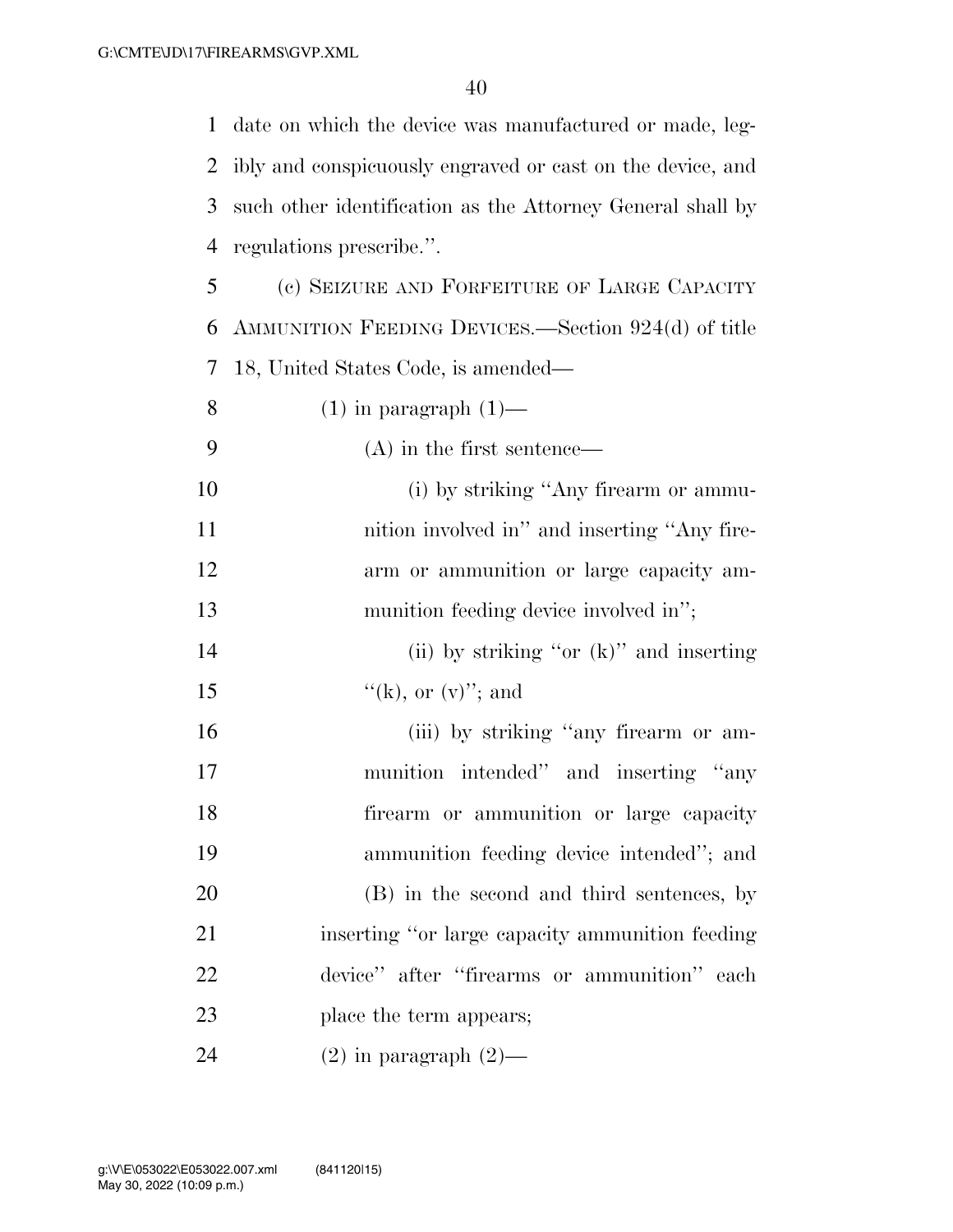date on which the device was manufactured or made, legibly and conspicuously engraved or cast on the device, and such other identification as the Attorney General shall by regulations prescribe.''.

(c) SEIZURE AND FORFEITURE OF LARGE CAPACITY AMMUNITION FEEDING DEVICES.—Section 924(d) of title 18, United States Code, is amended—

(1) in paragraph (1)—

(A) in the first sentence—

(i) by striking ''Any firearm or ammunition involved in'' and inserting ''Any firearm or ammunition or large capacity ammunition feeding device involved in'';

(ii) by striking ''or (k)'' and inserting ''(k), or (v)''; and

(iii) by striking ''any firearm or ammunition intended'' and inserting ''any firearm or ammunition or large capacity ammunition feeding device intended''; and

(B) in the second and third sentences, by inserting ''or large capacity ammunition feeding device'' after ''firearms or ammunition'' each place the term appears;

(2) in paragraph (2)—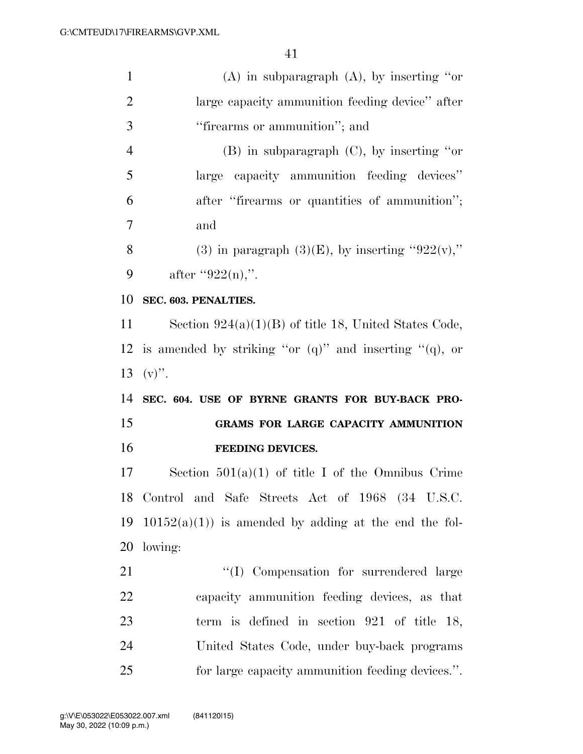(A) in subparagraph (A), by inserting "or large capacity ammunition feeding device" after "firearms or ammunition"; and

(B) in subparagraph (C), by inserting "or large capacity ammunition feeding devices" after "firearms or quantities of ammunition"; and

(3) in paragraph (3)(E), by inserting "922(v)," after "922(n),".

**SEC. 603. PENALTIES.**

Section 924(a)(1)(B) of title 18, United States Code, is amended by striking "or (q)" and inserting "(q), or (v)".

**SEC. 604. USE OF BYRNE GRANTS FOR BUY-BACK PROGRAMS FOR LARGE CAPACITY AMMUNITION FEEDING DEVICES.**

Section 501(a)(1) of title I of the Omnibus Crime Control and Safe Streets Act of 1968 (34 U.S.C. 10152(a)(1)) is amended by adding at the end the following:

"(I) Compensation for surrendered large capacity ammunition feeding devices, as that term is defined in section 921 of title 18, United States Code, under buy-back programs for large capacity ammunition feeding devices.".